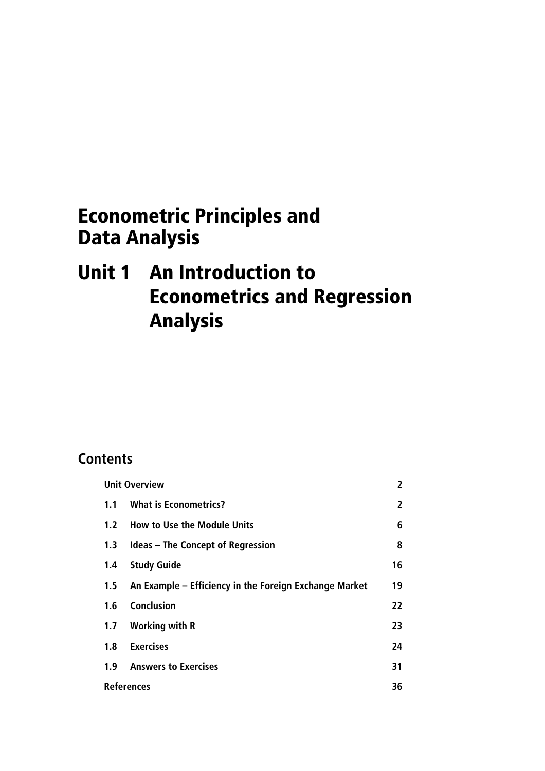# Econometric Principles and Data Analysis

# Unit 1 An Introduction to Econometrics and Regression Analysis

## Contents

| | | |
|---|---|---|
| Unit Overview | | 2 |
| 1.1 | What is Econometrics? | 2 |
| 1.2 | How to Use the Module Units | 6 |
| 1.3 | Ideas – The Concept of Regression | 8 |
| 1.4 | Study Guide | 16 |
| 1.5 | An Example – Efficiency in the Foreign Exchange Market | 19 |
| 1.6 | Conclusion | 22 |
| 1.7 | Working with R | 23 |
| 1.8 | Exercises | 24 |
| 1.9 | Answers to Exercises | 31 |
| References | | 36 |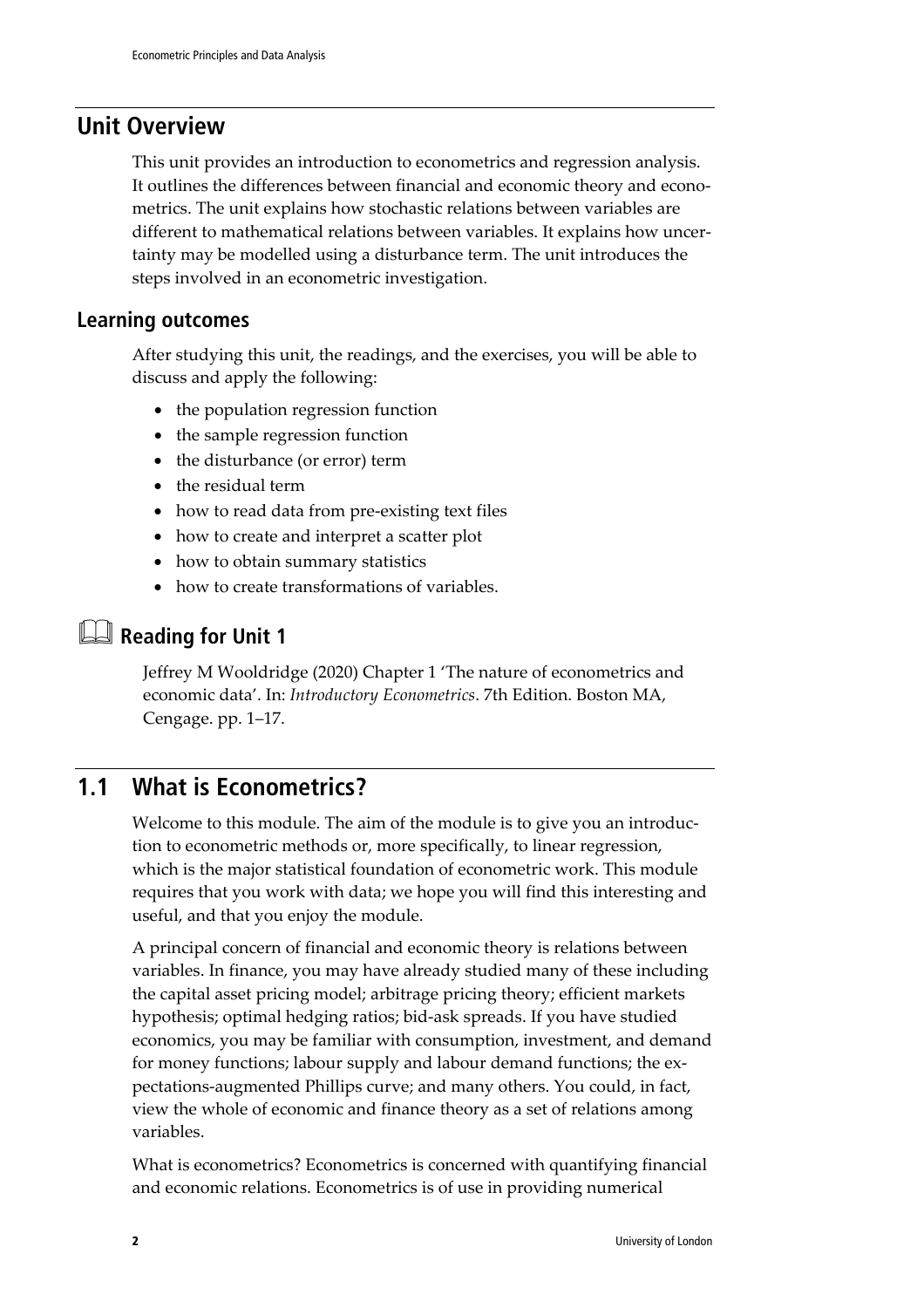## Unit Overview

This unit provides an introduction to econometrics and regression analysis. It outlines the differences between financial and economic theory and econometrics. The unit explains how stochastic relations between variables are different to mathematical relations between variables. It explains how uncertainty may be modelled using a disturbance term. The unit introduces the steps involved in an econometric investigation.

### Learning outcomes

After studying this unit, the readings, and the exercises, you will be able to discuss and apply the following:

- the population regression function
- the sample regression function
- the disturbance (or error) term
- the residual term
- how to read data from pre-existing text files
- how to create and interpret a scatter plot
- how to obtain summary statistics
- how to create transformations of variables.

## Reading for Unit 1

Jeffrey M Wooldridge (2020) Chapter 1 'The nature of econometrics and economic data'. In: *Introductory Econometrics*. 7th Edition. Boston MA, Cengage. pp. 1–17.

## 1.1 What is Econometrics?

Welcome to this module. The aim of the module is to give you an introduction to econometric methods or, more specifically, to linear regression, which is the major statistical foundation of econometric work. This module requires that you work with data; we hope you will find this interesting and useful, and that you enjoy the module.

A principal concern of financial and economic theory is relations between variables. In finance, you may have already studied many of these including the capital asset pricing model; arbitrage pricing theory; efficient markets hypothesis; optimal hedging ratios; bid-ask spreads. If you have studied economics, you may be familiar with consumption, investment, and demand for money functions; labour supply and labour demand functions; the expectations-augmented Phillips curve; and many others. You could, in fact, view the whole of economic and finance theory as a set of relations among variables.

What is econometrics? Econometrics is concerned with quantifying financial and economic relations. Econometrics is of use in providing numerical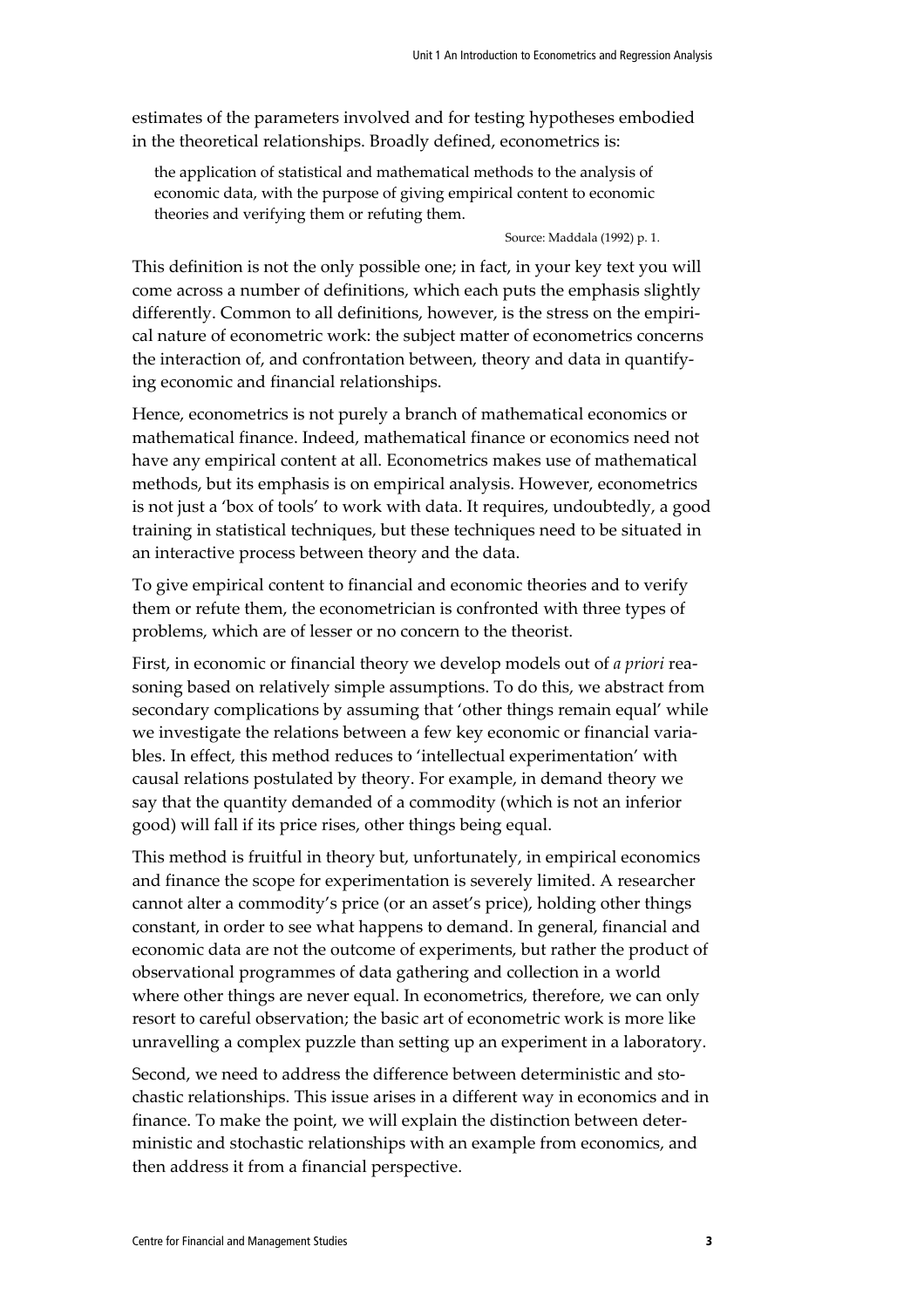estimates of the parameters involved and for testing hypotheses embodied in the theoretical relationships. Broadly defined, econometrics is:

> the application of statistical and mathematical methods to the analysis of economic data, with the purpose of giving empirical content to economic theories and verifying them or refuting them.
>
> Source: Maddala (1992) p. 1.

This definition is not the only possible one; in fact, in your key text you will come across a number of definitions, which each puts the emphasis slightly differently. Common to all definitions, however, is the stress on the empirical nature of econometric work: the subject matter of econometrics concerns the interaction of, and confrontation between, theory and data in quantifying economic and financial relationships.

Hence, econometrics is not purely a branch of mathematical economics or mathematical finance. Indeed, mathematical finance or economics need not have any empirical content at all. Econometrics makes use of mathematical methods, but its emphasis is on empirical analysis. However, econometrics is not just a 'box of tools' to work with data. It requires, undoubtedly, a good training in statistical techniques, but these techniques need to be situated in an interactive process between theory and the data.

To give empirical content to financial and economic theories and to verify them or refute them, the econometrician is confronted with three types of problems, which are of lesser or no concern to the theorist.

First, in economic or financial theory we develop models out of *a priori* reasoning based on relatively simple assumptions. To do this, we abstract from secondary complications by assuming that 'other things remain equal' while we investigate the relations between a few key economic or financial variables. In effect, this method reduces to 'intellectual experimentation' with causal relations postulated by theory. For example, in demand theory we say that the quantity demanded of a commodity (which is not an inferior good) will fall if its price rises, other things being equal.

This method is fruitful in theory but, unfortunately, in empirical economics and finance the scope for experimentation is severely limited. A researcher cannot alter a commodity's price (or an asset's price), holding other things constant, in order to see what happens to demand. In general, financial and economic data are not the outcome of experiments, but rather the product of observational programmes of data gathering and collection in a world where other things are never equal. In econometrics, therefore, we can only resort to careful observation; the basic art of econometric work is more like unravelling a complex puzzle than setting up an experiment in a laboratory.

Second, we need to address the difference between deterministic and stochastic relationships. This issue arises in a different way in economics and in finance. To make the point, we will explain the distinction between deterministic and stochastic relationships with an example from economics, and then address it from a financial perspective.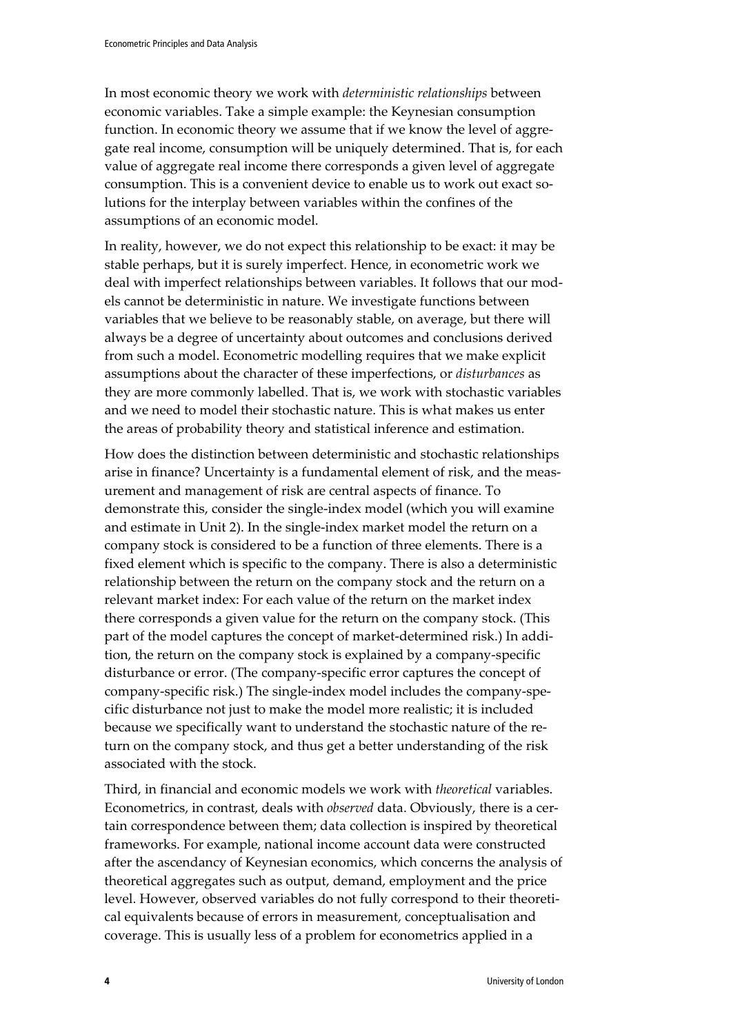In most economic theory we work with *deterministic relationships* between economic variables. Take a simple example: the Keynesian consumption function. In economic theory we assume that if we know the level of aggregate real income, consumption will be uniquely determined. That is, for each value of aggregate real income there corresponds a given level of aggregate consumption. This is a convenient device to enable us to work out exact solutions for the interplay between variables within the confines of the assumptions of an economic model.

In reality, however, we do not expect this relationship to be exact: it may be stable perhaps, but it is surely imperfect. Hence, in econometric work we deal with imperfect relationships between variables. It follows that our models cannot be deterministic in nature. We investigate functions between variables that we believe to be reasonably stable, on average, but there will always be a degree of uncertainty about outcomes and conclusions derived from such a model. Econometric modelling requires that we make explicit assumptions about the character of these imperfections, or *disturbances* as they are more commonly labelled. That is, we work with stochastic variables and we need to model their stochastic nature. This is what makes us enter the areas of probability theory and statistical inference and estimation.

How does the distinction between deterministic and stochastic relationships arise in finance? Uncertainty is a fundamental element of risk, and the measurement and management of risk are central aspects of finance. To demonstrate this, consider the single-index model (which you will examine and estimate in Unit 2). In the single-index market model the return on a company stock is considered to be a function of three elements. There is a fixed element which is specific to the company. There is also a deterministic relationship between the return on the company stock and the return on a relevant market index: For each value of the return on the market index there corresponds a given value for the return on the company stock. (This part of the model captures the concept of market-determined risk.) In addition, the return on the company stock is explained by a company-specific disturbance or error. (The company-specific error captures the concept of company-specific risk.) The single-index model includes the company-specific disturbance not just to make the model more realistic; it is included because we specifically want to understand the stochastic nature of the return on the company stock, and thus get a better understanding of the risk associated with the stock.

Third, in financial and economic models we work with *theoretical* variables. Econometrics, in contrast, deals with *observed* data. Obviously, there is a certain correspondence between them; data collection is inspired by theoretical frameworks. For example, national income account data were constructed after the ascendancy of Keynesian economics, which concerns the analysis of theoretical aggregates such as output, demand, employment and the price level. However, observed variables do not fully correspond to their theoretical equivalents because of errors in measurement, conceptualisation and coverage. This is usually less of a problem for econometrics applied in a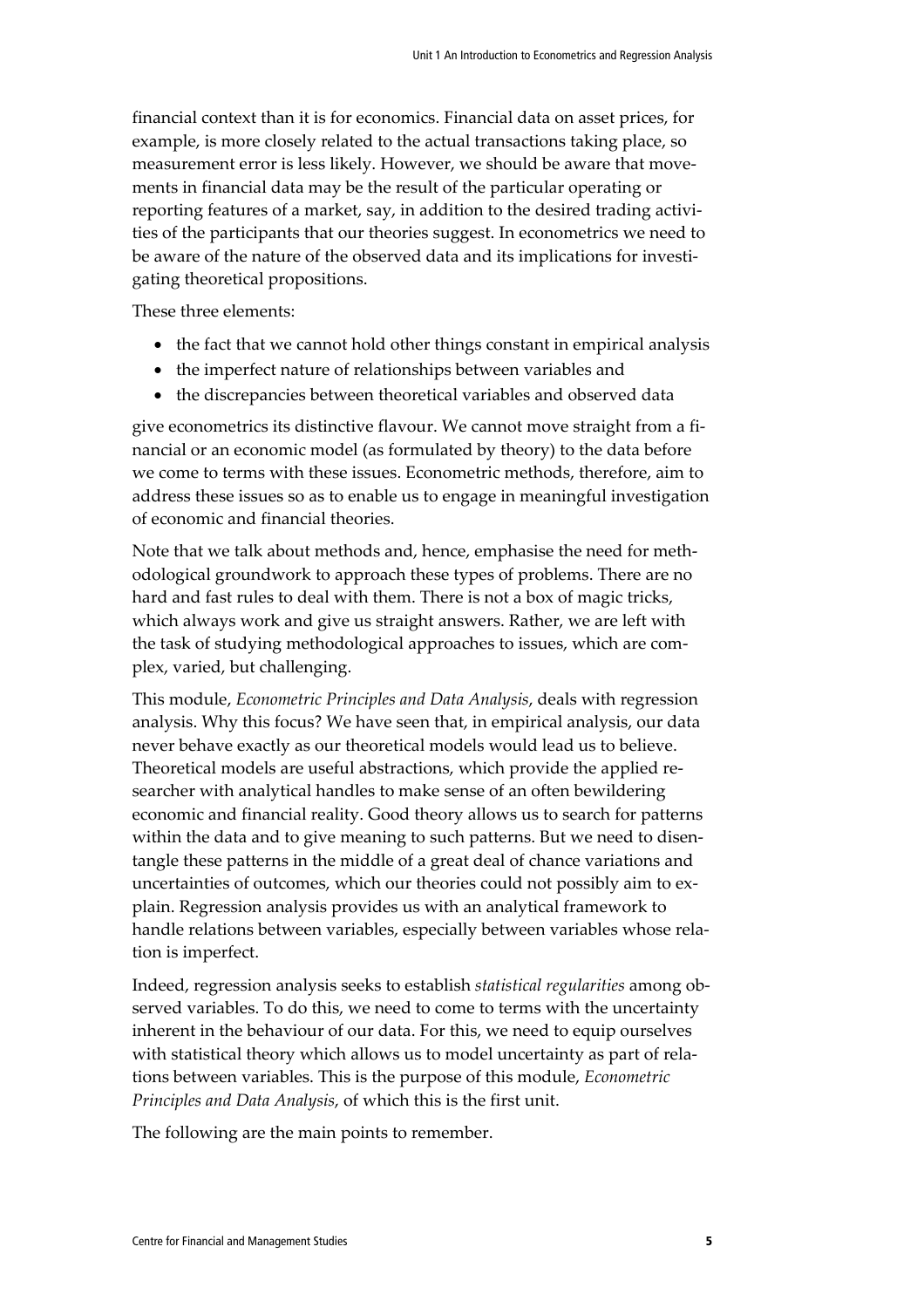financial context than it is for economics. Financial data on asset prices, for example, is more closely related to the actual transactions taking place, so measurement error is less likely. However, we should be aware that movements in financial data may be the result of the particular operating or reporting features of a market, say, in addition to the desired trading activities of the participants that our theories suggest. In econometrics we need to be aware of the nature of the observed data and its implications for investigating theoretical propositions.

These three elements:

- the fact that we cannot hold other things constant in empirical analysis
- the imperfect nature of relationships between variables and
- the discrepancies between theoretical variables and observed data

give econometrics its distinctive flavour. We cannot move straight from a financial or an economic model (as formulated by theory) to the data before we come to terms with these issues. Econometric methods, therefore, aim to address these issues so as to enable us to engage in meaningful investigation of economic and financial theories.

Note that we talk about methods and, hence, emphasise the need for methodological groundwork to approach these types of problems. There are no hard and fast rules to deal with them. There is not a box of magic tricks, which always work and give us straight answers. Rather, we are left with the task of studying methodological approaches to issues, which are complex, varied, but challenging.

This module, *Econometric Principles and Data Analysis*, deals with regression analysis. Why this focus? We have seen that, in empirical analysis, our data never behave exactly as our theoretical models would lead us to believe. Theoretical models are useful abstractions, which provide the applied researcher with analytical handles to make sense of an often bewildering economic and financial reality. Good theory allows us to search for patterns within the data and to give meaning to such patterns. But we need to disentangle these patterns in the middle of a great deal of chance variations and uncertainties of outcomes, which our theories could not possibly aim to explain. Regression analysis provides us with an analytical framework to handle relations between variables, especially between variables whose relation is imperfect.

Indeed, regression analysis seeks to establish *statistical regularities* among observed variables. To do this, we need to come to terms with the uncertainty inherent in the behaviour of our data. For this, we need to equip ourselves with statistical theory which allows us to model uncertainty as part of relations between variables. This is the purpose of this module, *Econometric Principles and Data Analysis*, of which this is the first unit.

The following are the main points to remember.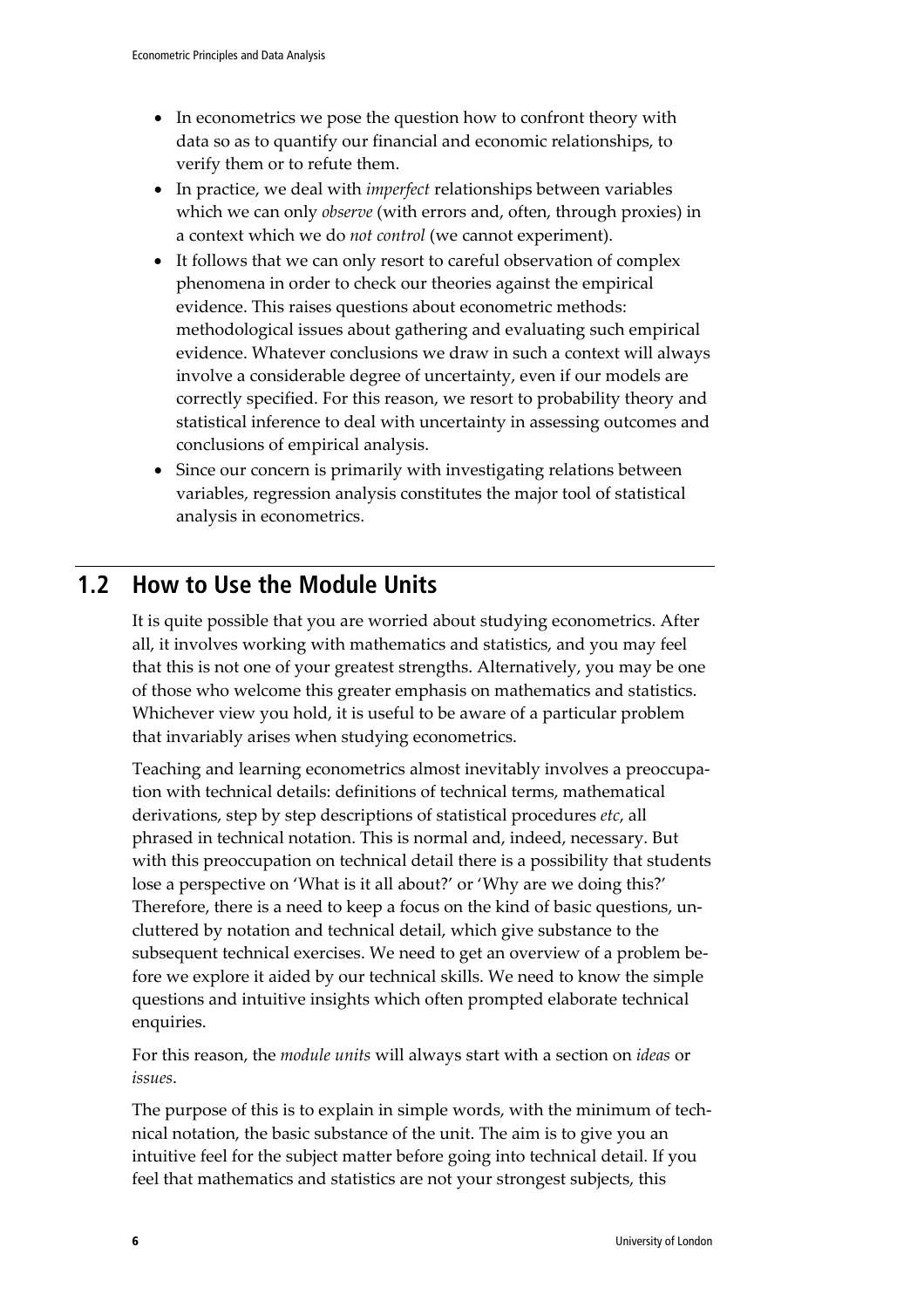- In econometrics we pose the question how to confront theory with data so as to quantify our financial and economic relationships, to verify them or to refute them.
- In practice, we deal with *imperfect* relationships between variables which we can only *observe* (with errors and, often, through proxies) in a context which we do *not control* (we cannot experiment).
- It follows that we can only resort to careful observation of complex phenomena in order to check our theories against the empirical evidence. This raises questions about econometric methods: methodological issues about gathering and evaluating such empirical evidence. Whatever conclusions we draw in such a context will always involve a considerable degree of uncertainty, even if our models are correctly specified. For this reason, we resort to probability theory and statistical inference to deal with uncertainty in assessing outcomes and conclusions of empirical analysis.
- Since our concern is primarily with investigating relations between variables, regression analysis constitutes the major tool of statistical analysis in econometrics.

## 1.2 How to Use the Module Units

It is quite possible that you are worried about studying econometrics. After all, it involves working with mathematics and statistics, and you may feel that this is not one of your greatest strengths. Alternatively, you may be one of those who welcome this greater emphasis on mathematics and statistics. Whichever view you hold, it is useful to be aware of a particular problem that invariably arises when studying econometrics.

Teaching and learning econometrics almost inevitably involves a preoccupation with technical details: definitions of technical terms, mathematical derivations, step by step descriptions of statistical procedures *etc*, all phrased in technical notation. This is normal and, indeed, necessary. But with this preoccupation on technical detail there is a possibility that students lose a perspective on 'What is it all about?' or 'Why are we doing this?' Therefore, there is a need to keep a focus on the kind of basic questions, uncluttered by notation and technical detail, which give substance to the subsequent technical exercises. We need to get an overview of a problem before we explore it aided by our technical skills. We need to know the simple questions and intuitive insights which often prompted elaborate technical enquiries.

For this reason, the *module units* will always start with a section on *ideas* or *issues*.

The purpose of this is to explain in simple words, with the minimum of technical notation, the basic substance of the unit. The aim is to give you an intuitive feel for the subject matter before going into technical detail. If you feel that mathematics and statistics are not your strongest subjects, this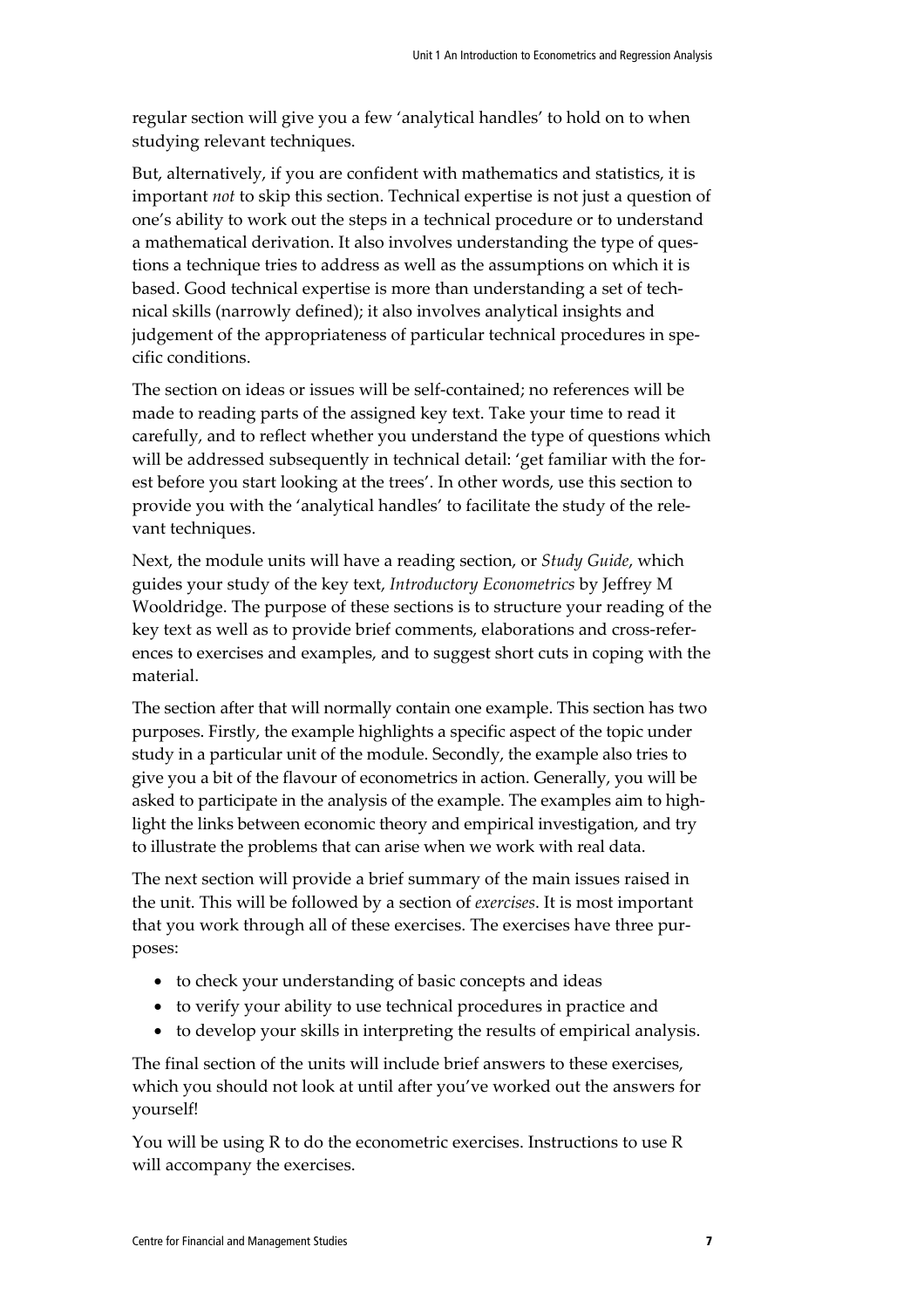regular section will give you a few 'analytical handles' to hold on to when studying relevant techniques.

But, alternatively, if you are confident with mathematics and statistics, it is important *not* to skip this section. Technical expertise is not just a question of one's ability to work out the steps in a technical procedure or to understand a mathematical derivation. It also involves understanding the type of questions a technique tries to address as well as the assumptions on which it is based. Good technical expertise is more than understanding a set of technical skills (narrowly defined); it also involves analytical insights and judgement of the appropriateness of particular technical procedures in specific conditions.

The section on ideas or issues will be self-contained; no references will be made to reading parts of the assigned key text. Take your time to read it carefully, and to reflect whether you understand the type of questions which will be addressed subsequently in technical detail: 'get familiar with the forest before you start looking at the trees'. In other words, use this section to provide you with the 'analytical handles' to facilitate the study of the relevant techniques.

Next, the module units will have a reading section, or *Study Guide*, which guides your study of the key text, *Introductory Econometrics* by Jeffrey M Wooldridge. The purpose of these sections is to structure your reading of the key text as well as to provide brief comments, elaborations and cross-references to exercises and examples, and to suggest short cuts in coping with the material.

The section after that will normally contain one example. This section has two purposes. Firstly, the example highlights a specific aspect of the topic under study in a particular unit of the module. Secondly, the example also tries to give you a bit of the flavour of econometrics in action. Generally, you will be asked to participate in the analysis of the example. The examples aim to highlight the links between economic theory and empirical investigation, and try to illustrate the problems that can arise when we work with real data.

The next section will provide a brief summary of the main issues raised in the unit. This will be followed by a section of *exercises*. It is most important that you work through all of these exercises. The exercises have three purposes:

- to check your understanding of basic concepts and ideas
- to verify your ability to use technical procedures in practice and
- to develop your skills in interpreting the results of empirical analysis.

The final section of the units will include brief answers to these exercises, which you should not look at until after you've worked out the answers for yourself!

You will be using R to do the econometric exercises. Instructions to use R will accompany the exercises.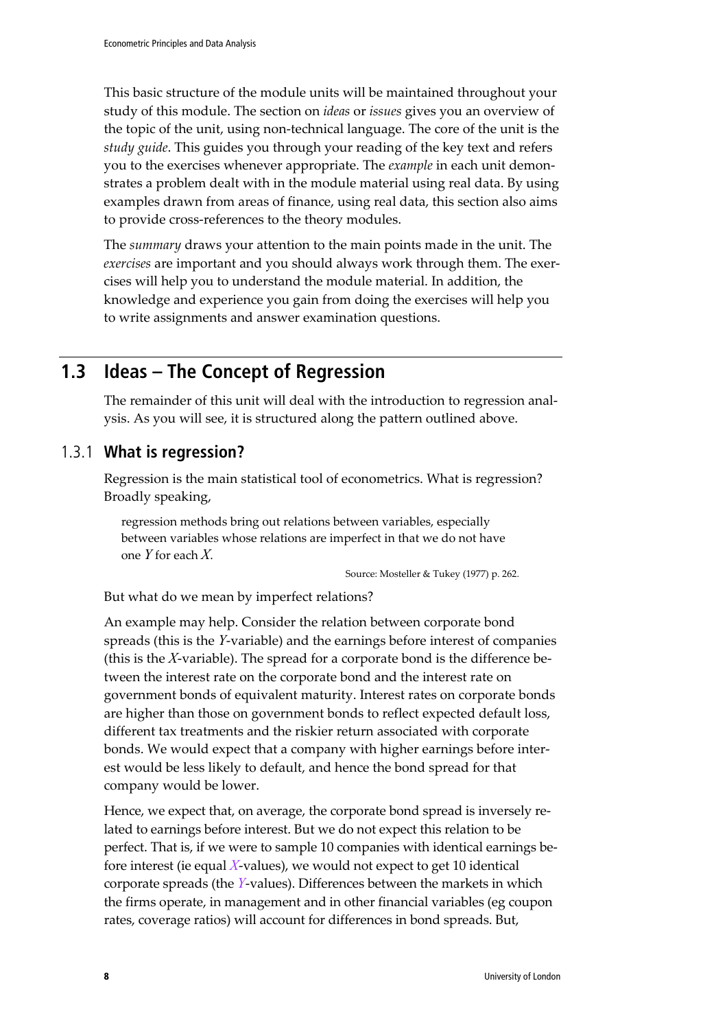This basic structure of the module units will be maintained throughout your study of this module. The section on *ideas* or *issues* gives you an overview of the topic of the unit, using non-technical language. The core of the unit is the *study guide*. This guides you through your reading of the key text and refers you to the exercises whenever appropriate. The *example* in each unit demonstrates a problem dealt with in the module material using real data. By using examples drawn from areas of finance, using real data, this section also aims to provide cross-references to the theory modules.

The *summary* draws your attention to the main points made in the unit. The *exercises* are important and you should always work through them. The exercises will help you to understand the module material. In addition, the knowledge and experience you gain from doing the exercises will help you to write assignments and answer examination questions.

## 1.3 Ideas – The Concept of Regression

The remainder of this unit will deal with the introduction to regression analysis. As you will see, it is structured along the pattern outlined above.

### 1.3.1 What is regression?

Regression is the main statistical tool of econometrics. What is regression? Broadly speaking,

> regression methods bring out relations between variables, especially between variables whose relations are imperfect in that we do not have one $Y$ for each $X$.
>
> Source: Mosteller & Tukey (1977) p. 262.

But what do we mean by imperfect relations?

An example may help. Consider the relation between corporate bond spreads (this is the $Y$-variable) and the earnings before interest of companies (this is the $X$-variable). The spread for a corporate bond is the difference between the interest rate on the corporate bond and the interest rate on government bonds of equivalent maturity. Interest rates on corporate bonds are higher than those on government bonds to reflect expected default loss, different tax treatments and the riskier return associated with corporate bonds. We would expect that a company with higher earnings before interest would be less likely to default, and hence the bond spread for that company would be lower.

Hence, we expect that, on average, the corporate bond spread is inversely related to earnings before interest. But we do not expect this relation to be perfect. That is, if we were to sample 10 companies with identical earnings before interest (ie equal $X$-values), we would not expect to get 10 identical corporate spreads (the $Y$-values). Differences between the markets in which the firms operate, in management and in other financial variables (eg coupon rates, coverage ratios) will account for differences in bond spreads. But,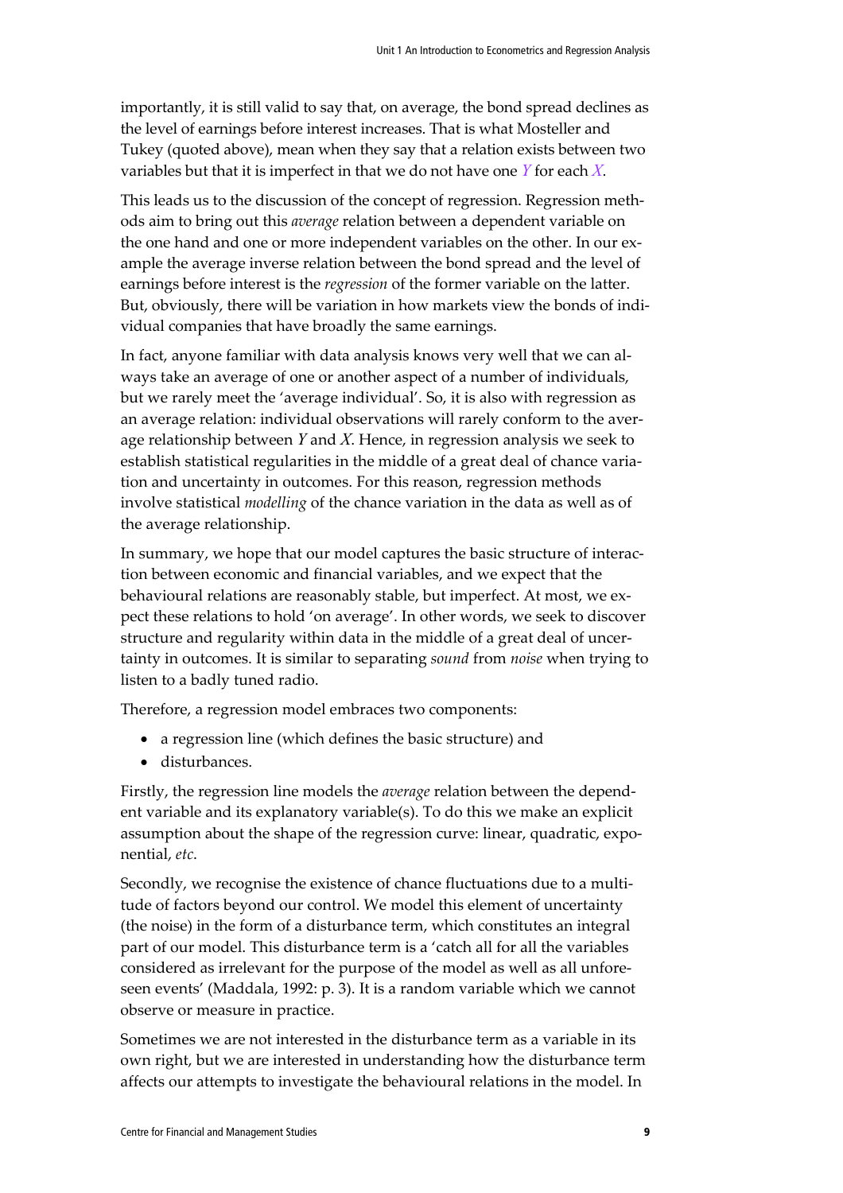importantly, it is still valid to say that, on average, the bond spread declines as the level of earnings before interest increases. That is what Mosteller and Tukey (quoted above), mean when they say that a relation exists between two variables but that it is imperfect in that we do not have one $Y$ for each $X$.

This leads us to the discussion of the concept of regression. Regression methods aim to bring out this *average* relation between a dependent variable on the one hand and one or more independent variables on the other. In our example the average inverse relation between the bond spread and the level of earnings before interest is the *regression* of the former variable on the latter. But, obviously, there will be variation in how markets view the bonds of individual companies that have broadly the same earnings.

In fact, anyone familiar with data analysis knows very well that we can always take an average of one or another aspect of a number of individuals, but we rarely meet the 'average individual'. So, it is also with regression as an average relation: individual observations will rarely conform to the average relationship between $Y$ and $X$. Hence, in regression analysis we seek to establish statistical regularities in the middle of a great deal of chance variation and uncertainty in outcomes. For this reason, regression methods involve statistical *modelling* of the chance variation in the data as well as of the average relationship.

In summary, we hope that our model captures the basic structure of interaction between economic and financial variables, and we expect that the behavioural relations are reasonably stable, but imperfect. At most, we expect these relations to hold 'on average'. In other words, we seek to discover structure and regularity within data in the middle of a great deal of uncertainty in outcomes. It is similar to separating *sound* from *noise* when trying to listen to a badly tuned radio.

Therefore, a regression model embraces two components:

- a regression line (which defines the basic structure) and
- disturbances.

Firstly, the regression line models the *average* relation between the dependent variable and its explanatory variable(s). To do this we make an explicit assumption about the shape of the regression curve: linear, quadratic, exponential, *etc*.

Secondly, we recognise the existence of chance fluctuations due to a multitude of factors beyond our control. We model this element of uncertainty (the noise) in the form of a disturbance term, which constitutes an integral part of our model. This disturbance term is a 'catch all for all the variables considered as irrelevant for the purpose of the model as well as all unforeseen events' (Maddala, 1992: p. 3). It is a random variable which we cannot observe or measure in practice.

Sometimes we are not interested in the disturbance term as a variable in its own right, but we are interested in understanding how the disturbance term affects our attempts to investigate the behavioural relations in the model. In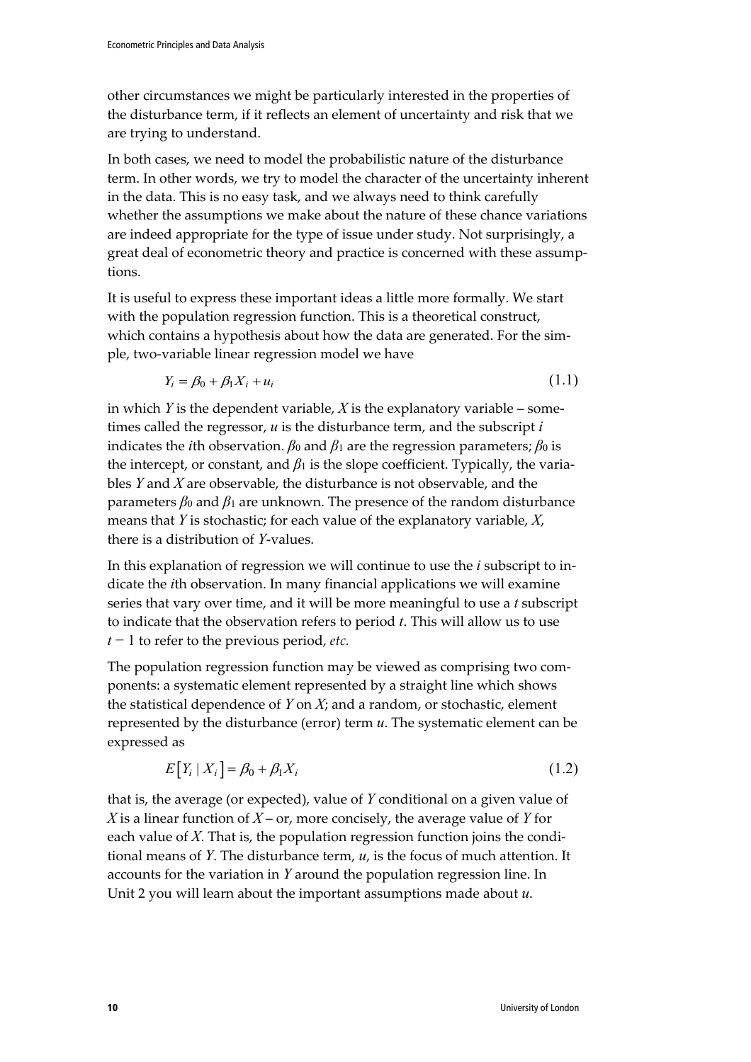other circumstances we might be particularly interested in the properties of the disturbance term, if it reflects an element of uncertainty and risk that we are trying to understand.

In both cases, we need to model the probabilistic nature of the disturbance term. In other words, we try to model the character of the uncertainty inherent in the data. This is no easy task, and we always need to think carefully whether the assumptions we make about the nature of these chance variations are indeed appropriate for the type of issue under study. Not surprisingly, a great deal of econometric theory and practice is concerned with these assumptions.

It is useful to express these important ideas a little more formally. We start with the population regression function. This is a theoretical construct, which contains a hypothesis about how the data are generated. For the simple, two-variable linear regression model we have

$$Y_i = \beta_0 + \beta_1 X_i + u_i \tag{1.1}$$

in which $Y$ is the dependent variable, $X$ is the explanatory variable – sometimes called the regressor, $u$ is the disturbance term, and the subscript $i$ indicates the $i$th observation. $\beta_0$ and $\beta_1$ are the regression parameters; $\beta_0$ is the intercept, or constant, and $\beta_1$ is the slope coefficient. Typically, the variables $Y$ and $X$ are observable, the disturbance is not observable, and the parameters $\beta_0$ and $\beta_1$ are unknown. The presence of the random disturbance means that $Y$ is stochastic; for each value of the explanatory variable, $X$, there is a distribution of $Y$-values.

In this explanation of regression we will continue to use the $i$ subscript to indicate the $i$th observation. In many financial applications we will examine series that vary over time, and it will be more meaningful to use a $t$ subscript to indicate that the observation refers to period $t$. This will allow us to use $t - 1$ to refer to the previous period, *etc*.

The population regression function may be viewed as comprising two components: a systematic element represented by a straight line which shows the statistical dependence of $Y$ on $X$; and a random, or stochastic, element represented by the disturbance (error) term $u$. The systematic element can be expressed as

$$E\left[Y_i \mid X_i\right] = \beta_0 + \beta_1 X_i \tag{1.2}$$

that is, the average (or expected), value of $Y$ conditional on a given value of $X$ is a linear function of $X$ – or, more concisely, the average value of $Y$ for each value of $X$. That is, the population regression function joins the conditional means of $Y$. The disturbance term, $u$, is the focus of much attention. It accounts for the variation in $Y$ around the population regression line. In Unit 2 you will learn about the important assumptions made about $u$.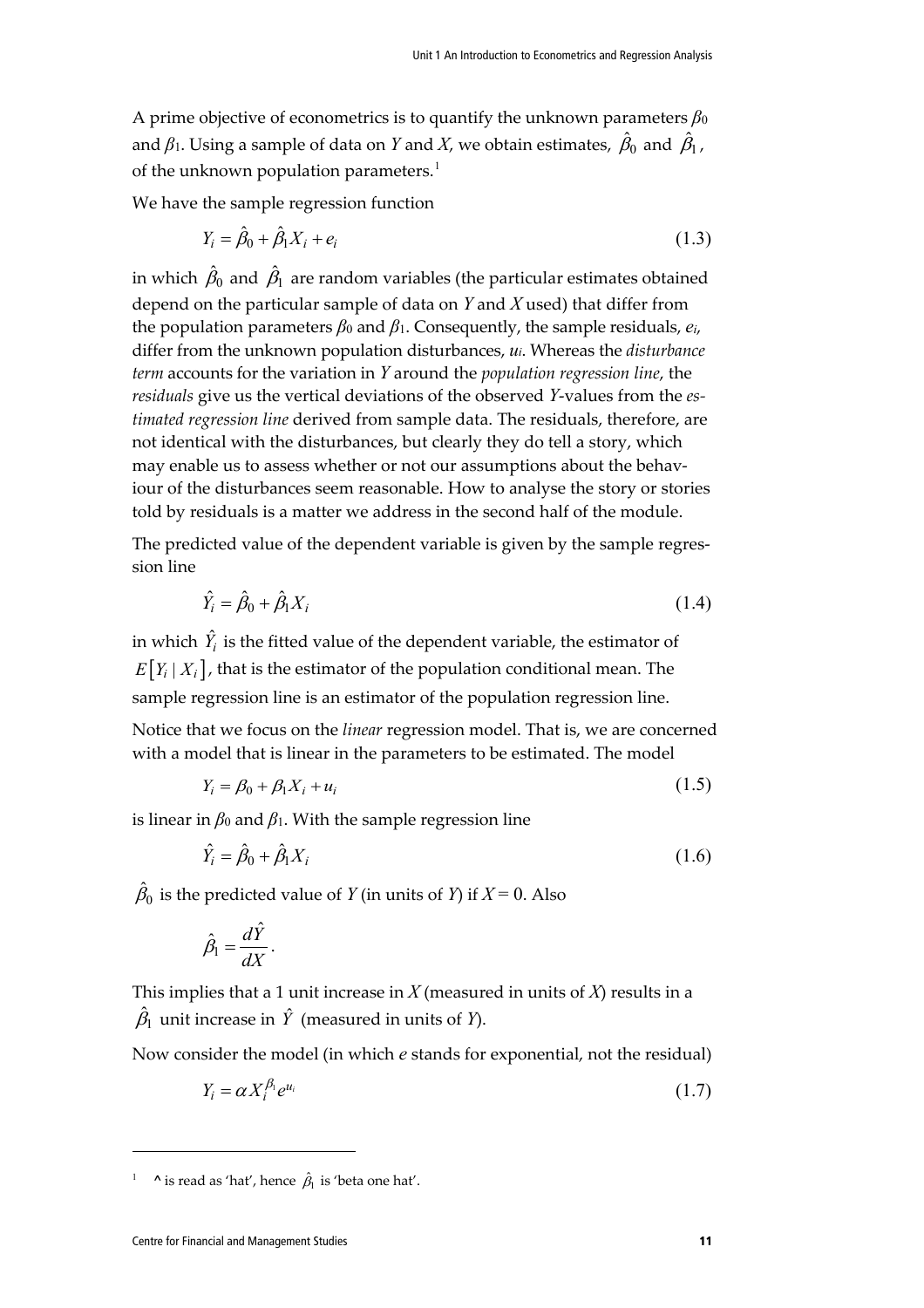A prime objective of econometrics is to quantify the unknown parameters $\beta_0$ and $\beta_1$. Using a sample of data on $Y$ and $X$, we obtain estimates, $\hat{\beta}_0$ and $\hat{\beta}_1$, of the unknown population parameters.[1]

We have the sample regression function

$$Y_i = \hat{\beta}_0 + \hat{\beta}_1 X_i + e_i \tag{1.3}$$

in which $\hat{\beta}_0$ and $\hat{\beta}_1$ are random variables (the particular estimates obtained depend on the particular sample of data on $Y$ and $X$ used) that differ from the population parameters $\beta_0$ and $\beta_1$. Consequently, the sample residuals, $e_i$, differ from the unknown population disturbances, $u_i$. Whereas the *disturbance term* accounts for the variation in $Y$ around the *population regression line*, the *residuals* give us the vertical deviations of the observed $Y$-values from the *estimated regression line* derived from sample data. The residuals, therefore, are not identical with the disturbances, but clearly they do tell a story, which may enable us to assess whether or not our assumptions about the behaviour of the disturbances seem reasonable. How to analyse the story or stories told by residuals is a matter we address in the second half of the module.

The predicted value of the dependent variable is given by the sample regression line

$$\hat{Y}_i = \hat{\beta}_0 + \hat{\beta}_1 X_i \tag{1.4}$$

in which $\hat{Y}_i$ is the fitted value of the dependent variable, the estimator of $E\left[Y_i \mid X_i\right]$, that is the estimator of the population conditional mean. The sample regression line is an estimator of the population regression line.

Notice that we focus on the *linear* regression model. That is, we are concerned with a model that is linear in the parameters to be estimated. The model

$$Y_i = \beta_0 + \beta_1 X_i + u_i \tag{1.5}$$

is linear in $\beta_0$ and $\beta_1$. With the sample regression line

$$\hat{Y}_i = \hat{\beta}_0 + \hat{\beta}_1 X_i \tag{1.6}$$

$\hat{\beta}_0$ is the predicted value of $Y$ (in units of $Y$) if $X = 0$. Also

$$\hat{\beta}_1 = \frac{d\hat{Y}}{dX}.$$

This implies that a 1 unit increase in $X$ (measured in units of $X$) results in a $\hat{\beta}_1$ unit increase in $\hat{Y}$ (measured in units of $Y$).

Now consider the model (in which $e$ stands for exponential, not the residual)

$$Y_i = \alpha X_i^{\beta_1} e^{u_i} \tag{1.7}$$

---

[1] **^** is read as 'hat', hence $\hat{\beta}_1$ is 'beta one hat'.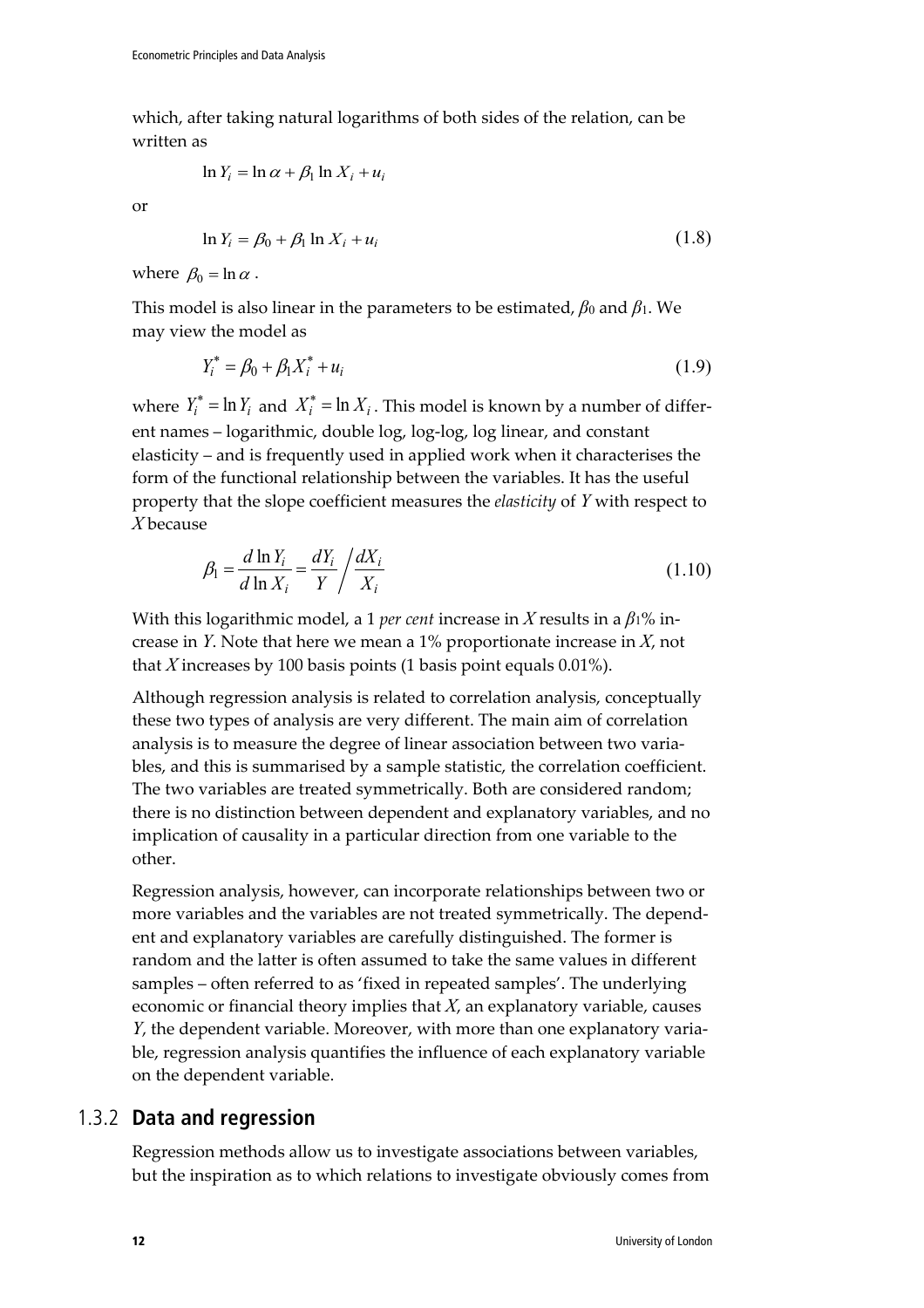which, after taking natural logarithms of both sides of the relation, can be written as

$$\ln Y_i = \ln \alpha + \beta_1 \ln X_i + u_i$$

or

$$\ln Y_i = \beta_0 + \beta_1 \ln X_i + u_i \tag{1.8}$$

where $\beta_0 = \ln \alpha$.

This model is also linear in the parameters to be estimated, $\beta_0$ and $\beta_1$. We may view the model as

$$Y_i^* = \beta_0 + \beta_1 X_i^* + u_i \tag{1.9}$$

where $Y_i^* = \ln Y_i$ and $X_i^* = \ln X_i$. This model is known by a number of different names – logarithmic, double log, log-log, log linear, and constant elasticity – and is frequently used in applied work when it characterises the form of the functional relationship between the variables. It has the useful property that the slope coefficient measures the *elasticity* of $Y$ with respect to $X$ because

$$\beta_1 = \frac{d \ln Y_i}{d \ln X_i} = \frac{dY_i}{Y} \Big/ \frac{dX_i}{X_i} \tag{1.10}$$

With this logarithmic model, a 1 *per cent* increase in $X$ results in a $\beta_1$% increase in $Y$. Note that here we mean a 1% proportionate increase in $X$, not that $X$ increases by 100 basis points (1 basis point equals 0.01%).

Although regression analysis is related to correlation analysis, conceptually these two types of analysis are very different. The main aim of correlation analysis is to measure the degree of linear association between two variables, and this is summarised by a sample statistic, the correlation coefficient. The two variables are treated symmetrically. Both are considered random; there is no distinction between dependent and explanatory variables, and no implication of causality in a particular direction from one variable to the other.

Regression analysis, however, can incorporate relationships between two or more variables and the variables are not treated symmetrically. The dependent and explanatory variables are carefully distinguished. The former is random and the latter is often assumed to take the same values in different samples – often referred to as 'fixed in repeated samples'. The underlying economic or financial theory implies that $X$, an explanatory variable, causes $Y$, the dependent variable. Moreover, with more than one explanatory variable, regression analysis quantifies the influence of each explanatory variable on the dependent variable.

### 1.3.2 Data and regression

Regression methods allow us to investigate associations between variables, but the inspiration as to which relations to investigate obviously comes from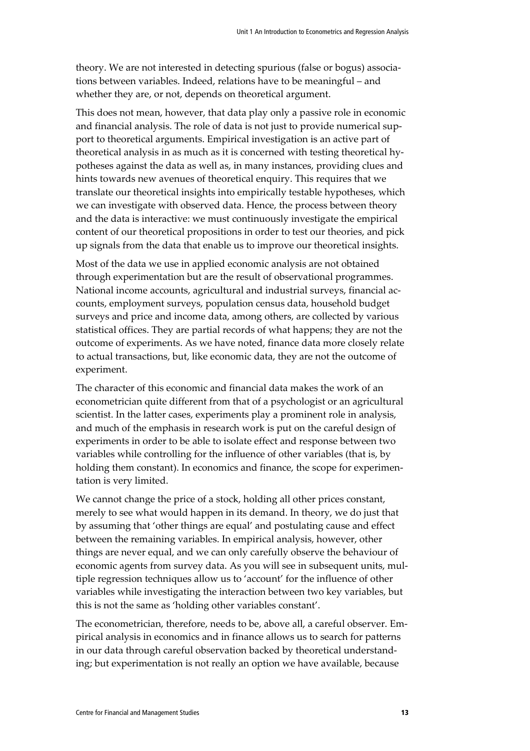theory. We are not interested in detecting spurious (false or bogus) associations between variables. Indeed, relations have to be meaningful – and whether they are, or not, depends on theoretical argument.

This does not mean, however, that data play only a passive role in economic and financial analysis. The role of data is not just to provide numerical support to theoretical arguments. Empirical investigation is an active part of theoretical analysis in as much as it is concerned with testing theoretical hypotheses against the data as well as, in many instances, providing clues and hints towards new avenues of theoretical enquiry. This requires that we translate our theoretical insights into empirically testable hypotheses, which we can investigate with observed data. Hence, the process between theory and the data is interactive: we must continuously investigate the empirical content of our theoretical propositions in order to test our theories, and pick up signals from the data that enable us to improve our theoretical insights.

Most of the data we use in applied economic analysis are not obtained through experimentation but are the result of observational programmes. National income accounts, agricultural and industrial surveys, financial accounts, employment surveys, population census data, household budget surveys and price and income data, among others, are collected by various statistical offices. They are partial records of what happens; they are not the outcome of experiments. As we have noted, finance data more closely relate to actual transactions, but, like economic data, they are not the outcome of experiment.

The character of this economic and financial data makes the work of an econometrician quite different from that of a psychologist or an agricultural scientist. In the latter cases, experiments play a prominent role in analysis, and much of the emphasis in research work is put on the careful design of experiments in order to be able to isolate effect and response between two variables while controlling for the influence of other variables (that is, by holding them constant). In economics and finance, the scope for experimentation is very limited.

We cannot change the price of a stock, holding all other prices constant, merely to see what would happen in its demand. In theory, we do just that by assuming that 'other things are equal' and postulating cause and effect between the remaining variables. In empirical analysis, however, other things are never equal, and we can only carefully observe the behaviour of economic agents from survey data. As you will see in subsequent units, multiple regression techniques allow us to 'account' for the influence of other variables while investigating the interaction between two key variables, but this is not the same as 'holding other variables constant'.

The econometrician, therefore, needs to be, above all, a careful observer. Empirical analysis in economics and in finance allows us to search for patterns in our data through careful observation backed by theoretical understanding; but experimentation is not really an option we have available, because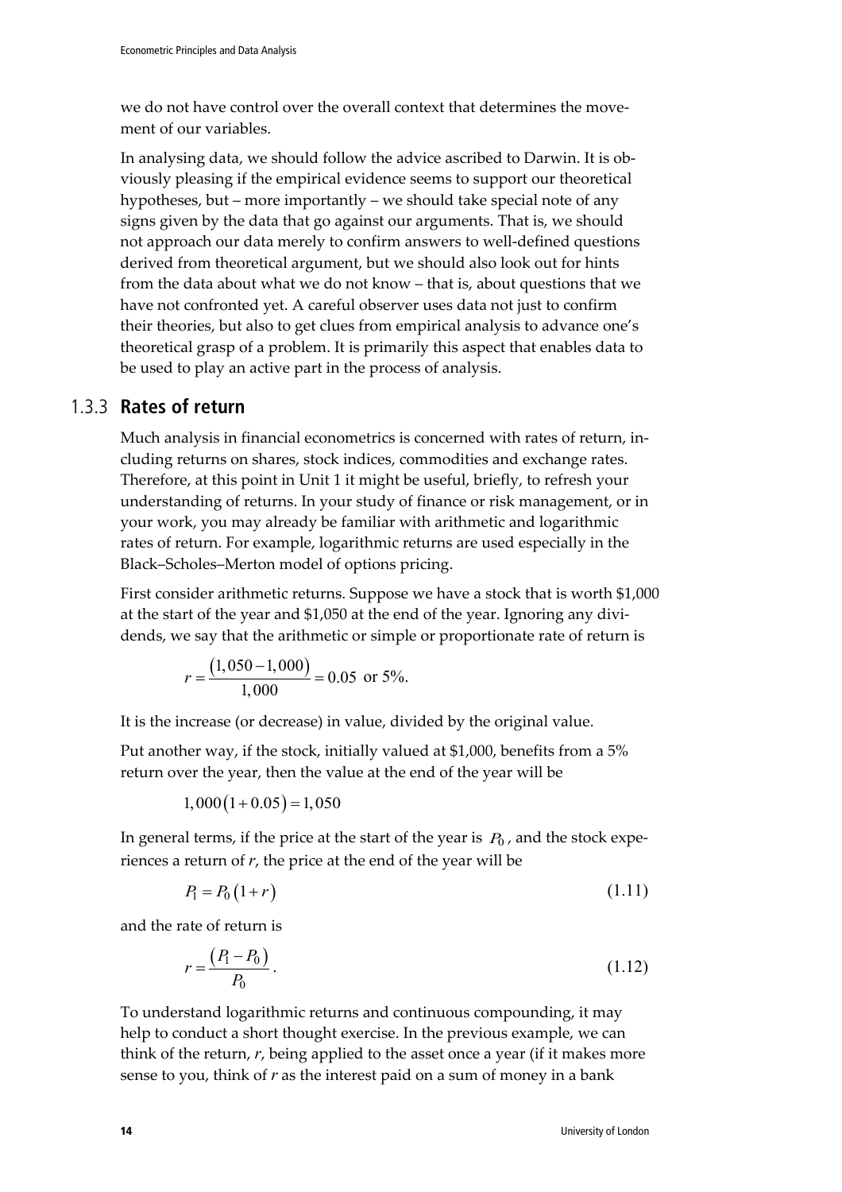we do not have control over the overall context that determines the movement of our variables.

In analysing data, we should follow the advice ascribed to Darwin. It is obviously pleasing if the empirical evidence seems to support our theoretical hypotheses, but – more importantly – we should take special note of any signs given by the data that go against our arguments. That is, we should not approach our data merely to confirm answers to well-defined questions derived from theoretical argument, but we should also look out for hints from the data about what we do not know – that is, about questions that we have not confronted yet. A careful observer uses data not just to confirm their theories, but also to get clues from empirical analysis to advance one's theoretical grasp of a problem. It is primarily this aspect that enables data to be used to play an active part in the process of analysis.

### 1.3.3 Rates of return

Much analysis in financial econometrics is concerned with rates of return, including returns on shares, stock indices, commodities and exchange rates. Therefore, at this point in Unit 1 it might be useful, briefly, to refresh your understanding of returns. In your study of finance or risk management, or in your work, you may already be familiar with arithmetic and logarithmic rates of return. For example, logarithmic returns are used especially in the Black–Scholes–Merton model of options pricing.

First consider arithmetic returns. Suppose we have a stock that is worth \$1,000 at the start of the year and \$1,050 at the end of the year. Ignoring any dividends, we say that the arithmetic or simple or proportionate rate of return is

$$r = \frac{(1{,}050 - 1{,}000)}{1{,}000} = 0.05 \text{ or } 5\%.$$

It is the increase (or decrease) in value, divided by the original value.

Put another way, if the stock, initially valued at \$1,000, benefits from a 5% return over the year, then the value at the end of the year will be

$$1{,}000(1 + 0.05) = 1{,}050$$

In general terms, if the price at the start of the year is $P_0$, and the stock experiences a return of $r$, the price at the end of the year will be

$$P_1 = P_0(1 + r) \tag{1.11}$$

and the rate of return is

$$r = \frac{(P_1 - P_0)}{P_0}. \tag{1.12}$$

To understand logarithmic returns and continuous compounding, it may help to conduct a short thought exercise. In the previous example, we can think of the return, $r$, being applied to the asset once a year (if it makes more sense to you, think of $r$ as the interest paid on a sum of money in a bank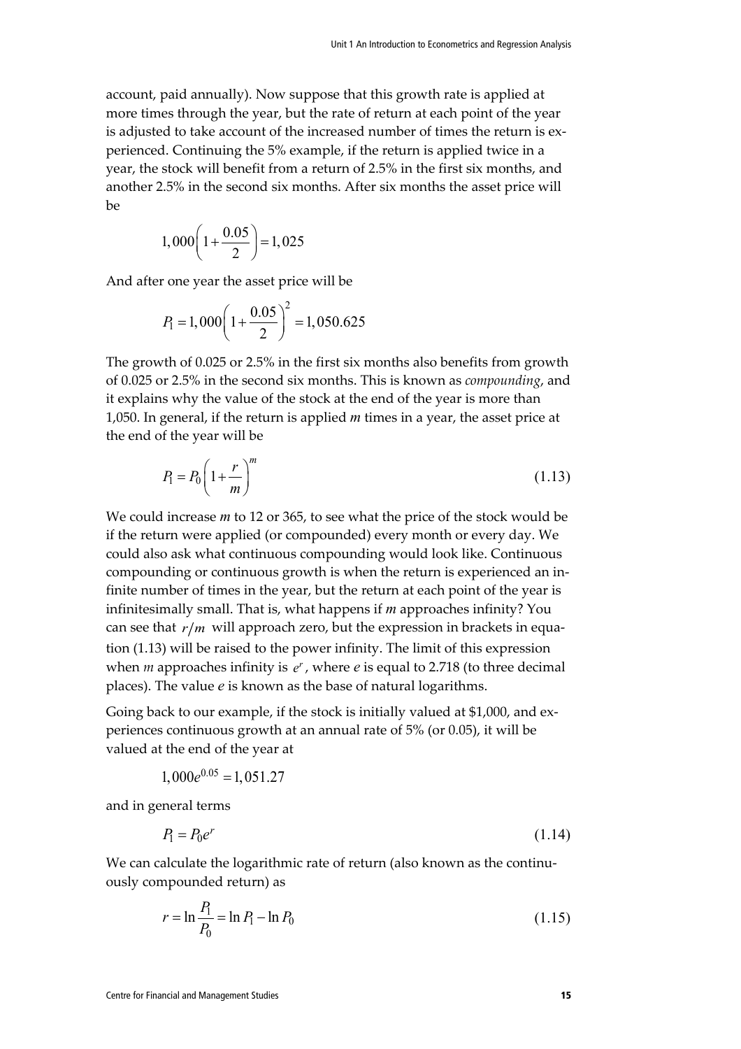account, paid annually). Now suppose that this growth rate is applied at more times through the year, but the rate of return at each point of the year is adjusted to take account of the increased number of times the return is experienced. Continuing the 5% example, if the return is applied twice in a year, the stock will benefit from a return of 2.5% in the first six months, and another 2.5% in the second six months. After six months the asset price will be

$$1,000\left(1+\frac{0.05}{2}\right)=1,025$$

And after one year the asset price will be

$$P_1=1,000\left(1+\frac{0.05}{2}\right)^2=1,050.625$$

The growth of 0.025 or 2.5% in the first six months also benefits from growth of 0.025 or 2.5% in the second six months. This is known as *compounding*, and it explains why the value of the stock at the end of the year is more than 1,050. In general, if the return is applied *m* times in a year, the asset price at the end of the year will be

$$P_1=P_0\left(1+\frac{r}{m}\right)^m \tag{1.13}$$

We could increase *m* to 12 or 365, to see what the price of the stock would be if the return were applied (or compounded) every month or every day. We could also ask what continuous compounding would look like. Continuous compounding or continuous growth is when the return is experienced an infinite number of times in the year, but the return at each point of the year is infinitesimally small. That is, what happens if *m* approaches infinity? You can see that $r/m$ will approach zero, but the expression in brackets in equation (1.13) will be raised to the power infinity. The limit of this expression when *m* approaches infinity is $e^r$, where *e* is equal to 2.718 (to three decimal places). The value *e* is known as the base of natural logarithms.

Going back to our example, if the stock is initially valued at \$1,000, and experiences continuous growth at an annual rate of 5% (or 0.05), it will be valued at the end of the year at

$$1,000e^{0.05}=1,051.27$$

and in general terms

$$P_1=P_0e^r \tag{1.14}$$

We can calculate the logarithmic rate of return (also known as the continuously compounded return) as

$$r=\ln\frac{P_1}{P_0}=\ln P_1-\ln P_0 \tag{1.15}$$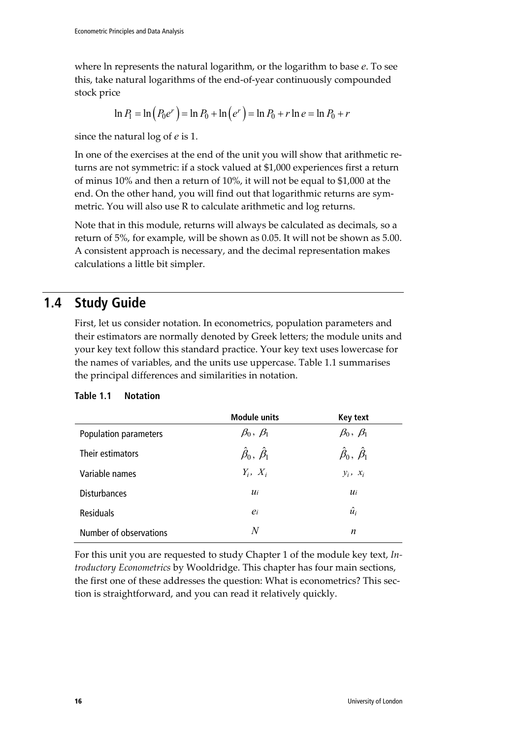where ln represents the natural logarithm, or the logarithm to base *e*. To see this, take natural logarithms of the end-of-year continuously compounded stock price

$$\ln P_1 = \ln\left(P_0 e^r\right) = \ln P_0 + \ln\left(e^r\right) = \ln P_0 + r \ln e = \ln P_0 + r$$

since the natural log of *e* is 1.

In one of the exercises at the end of the unit you will show that arithmetic returns are not symmetric: if a stock valued at $1,000 experiences first a return of minus 10% and then a return of 10%, it will not be equal to $1,000 at the end. On the other hand, you will find out that logarithmic returns are symmetric. You will also use R to calculate arithmetic and log returns.

Note that in this module, returns will always be calculated as decimals, so a return of 5%, for example, will be shown as 0.05. It will not be shown as 5.00. A consistent approach is necessary, and the decimal representation makes calculations a little bit simpler.

## 1.4 Study Guide

First, let us consider notation. In econometrics, population parameters and their estimators are normally denoted by Greek letters; the module units and your key text follow this standard practice. Your key text uses lowercase for the names of variables, and the units use uppercase. Table 1.1 summarises the principal differences and similarities in notation.

**Table 1.1 Notation**

| | Module units | Key text |
|---|---|---|
| Population parameters | $\beta_0,\ \beta_1$ | $\beta_0,\ \beta_1$ |
| Their estimators | $\hat{\beta}_0,\ \hat{\beta}_1$ | $\hat{\beta}_0,\ \hat{\beta}_1$ |
| Variable names | $Y_i,\ X_i$ | $y_i,\ x_i$ |
| Disturbances | $u_i$ | $u_i$ |
| Residuals | $e_i$ | $\hat{u}_i$ |
| Number of observations | $N$ | $n$ |

For this unit you are requested to study Chapter 1 of the module key text, *Introductory Econometrics* by Wooldridge. This chapter has four main sections, the first one of these addresses the question: What is econometrics? This section is straightforward, and you can read it relatively quickly.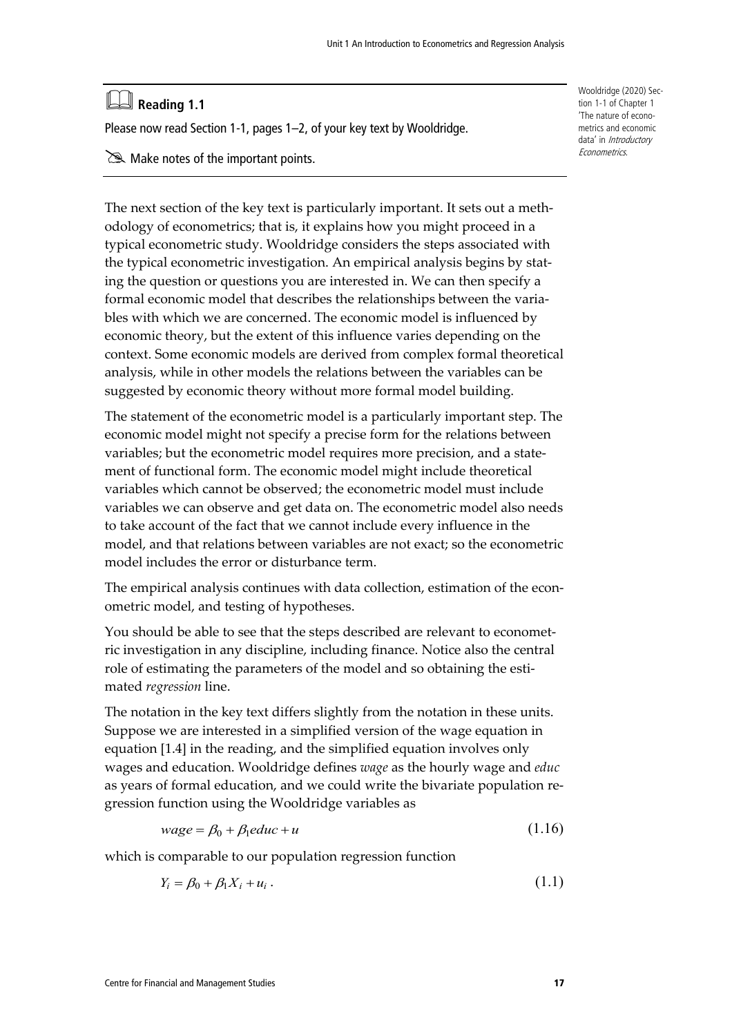## Reading 1.1

Please now read Section 1-1, pages 1–2, of your key text by Wooldridge.

Make notes of the important points.

Wooldridge (2020) Section 1-1 of Chapter 1 'The nature of econometrics and economic data' in *Introductory Econometrics*.

The next section of the key text is particularly important. It sets out a methodology of econometrics; that is, it explains how you might proceed in a typical econometric study. Wooldridge considers the steps associated with the typical econometric investigation. An empirical analysis begins by stating the question or questions you are interested in. We can then specify a formal economic model that describes the relationships between the variables with which we are concerned. The economic model is influenced by economic theory, but the extent of this influence varies depending on the context. Some economic models are derived from complex formal theoretical analysis, while in other models the relations between the variables can be suggested by economic theory without more formal model building.

The statement of the econometric model is a particularly important step. The economic model might not specify a precise form for the relations between variables; but the econometric model requires more precision, and a statement of functional form. The economic model might include theoretical variables which cannot be observed; the econometric model must include variables we can observe and get data on. The econometric model also needs to take account of the fact that we cannot include every influence in the model, and that relations between variables are not exact; so the econometric model includes the error or disturbance term.

The empirical analysis continues with data collection, estimation of the econometric model, and testing of hypotheses.

You should be able to see that the steps described are relevant to econometric investigation in any discipline, including finance. Notice also the central role of estimating the parameters of the model and so obtaining the estimated *regression* line.

The notation in the key text differs slightly from the notation in these units. Suppose we are interested in a simplified version of the wage equation in equation [1.4] in the reading, and the simplified equation involves only wages and education. Wooldridge defines *wage* as the hourly wage and *educ* as years of formal education, and we could write the bivariate population regression function using the Wooldridge variables as

$$wage = \beta_0 + \beta_1 educ + u \tag{1.16}$$

which is comparable to our population regression function

$$Y_i = \beta_0 + \beta_1 X_i + u_i \,. \tag{1.1}$$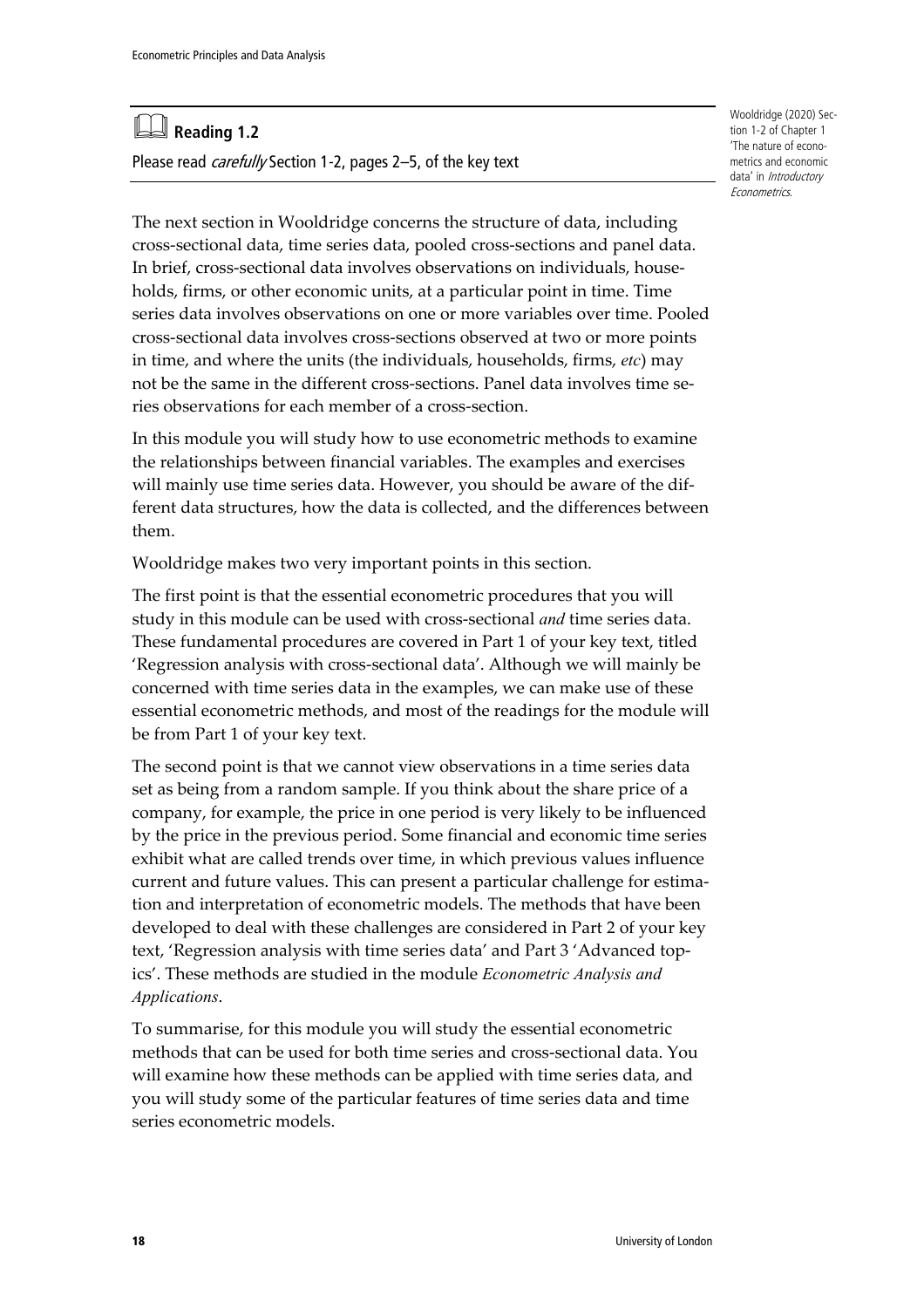## Reading 1.2

Please read *carefully* Section 1-2, pages 2–5, of the key text

Wooldridge (2020) Section 1-2 of Chapter 1 'The nature of econometrics and economic data' in *Introductory Econometrics*.

The next section in Wooldridge concerns the structure of data, including cross-sectional data, time series data, pooled cross-sections and panel data. In brief, cross-sectional data involves observations on individuals, households, firms, or other economic units, at a particular point in time. Time series data involves observations on one or more variables over time. Pooled cross-sectional data involves cross-sections observed at two or more points in time, and where the units (the individuals, households, firms, *etc*) may not be the same in the different cross-sections. Panel data involves time series observations for each member of a cross-section.

In this module you will study how to use econometric methods to examine the relationships between financial variables. The examples and exercises will mainly use time series data. However, you should be aware of the different data structures, how the data is collected, and the differences between them.

Wooldridge makes two very important points in this section.

The first point is that the essential econometric procedures that you will study in this module can be used with cross-sectional *and* time series data. These fundamental procedures are covered in Part 1 of your key text, titled 'Regression analysis with cross-sectional data'. Although we will mainly be concerned with time series data in the examples, we can make use of these essential econometric methods, and most of the readings for the module will be from Part 1 of your key text.

The second point is that we cannot view observations in a time series data set as being from a random sample. If you think about the share price of a company, for example, the price in one period is very likely to be influenced by the price in the previous period. Some financial and economic time series exhibit what are called trends over time, in which previous values influence current and future values. This can present a particular challenge for estimation and interpretation of econometric models. The methods that have been developed to deal with these challenges are considered in Part 2 of your key text, 'Regression analysis with time series data' and Part 3 'Advanced topics'. These methods are studied in the module *Econometric Analysis and Applications*.

To summarise, for this module you will study the essential econometric methods that can be used for both time series and cross-sectional data. You will examine how these methods can be applied with time series data, and you will study some of the particular features of time series data and time series econometric models.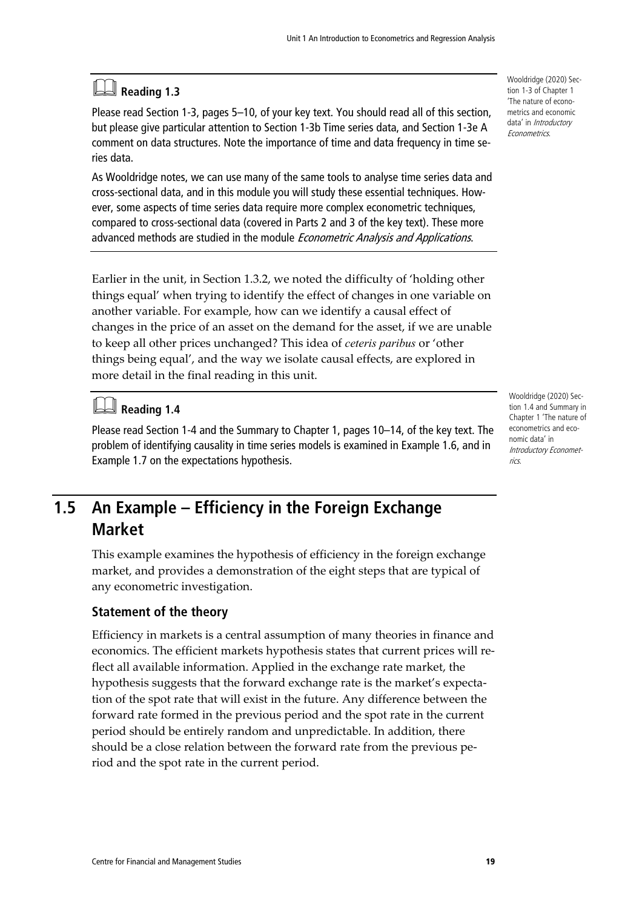### Reading 1.3

Please read Section 1-3, pages 5–10, of your key text. You should read all of this section, but please give particular attention to Section 1-3b Time series data, and Section 1-3e A comment on data structures. Note the importance of time and data frequency in time series data.

As Wooldridge notes, we can use many of the same tools to analyse time series data and cross-sectional data, and in this module you will study these essential techniques. However, some aspects of time series data require more complex econometric techniques, compared to cross-sectional data (covered in Parts 2 and 3 of the key text). These more advanced methods are studied in the module *Econometric Analysis and Applications*.

Wooldridge (2020) Section 1-3 of Chapter 1 'The nature of econometrics and economic data' in *Introductory Econometrics*.

Earlier in the unit, in Section 1.3.2, we noted the difficulty of 'holding other things equal' when trying to identify the effect of changes in one variable on another variable. For example, how can we identify a causal effect of changes in the price of an asset on the demand for the asset, if we are unable to keep all other prices unchanged? This idea of *ceteris paribus* or 'other things being equal', and the way we isolate causal effects, are explored in more detail in the final reading in this unit.

### Reading 1.4

Please read Section 1-4 and the Summary to Chapter 1, pages 10–14, of the key text. The problem of identifying causality in time series models is examined in Example 1.6, and in Example 1.7 on the expectations hypothesis.

Wooldridge (2020) Section 1.4 and Summary in Chapter 1 'The nature of econometrics and economic data' in *Introductory Econometrics*.

## 1.5 An Example – Efficiency in the Foreign Exchange Market

This example examines the hypothesis of efficiency in the foreign exchange market, and provides a demonstration of the eight steps that are typical of any econometric investigation.

### Statement of the theory

Efficiency in markets is a central assumption of many theories in finance and economics. The efficient markets hypothesis states that current prices will reflect all available information. Applied in the exchange rate market, the hypothesis suggests that the forward exchange rate is the market's expectation of the spot rate that will exist in the future. Any difference between the forward rate formed in the previous period and the spot rate in the current period should be entirely random and unpredictable. In addition, there should be a close relation between the forward rate from the previous period and the spot rate in the current period.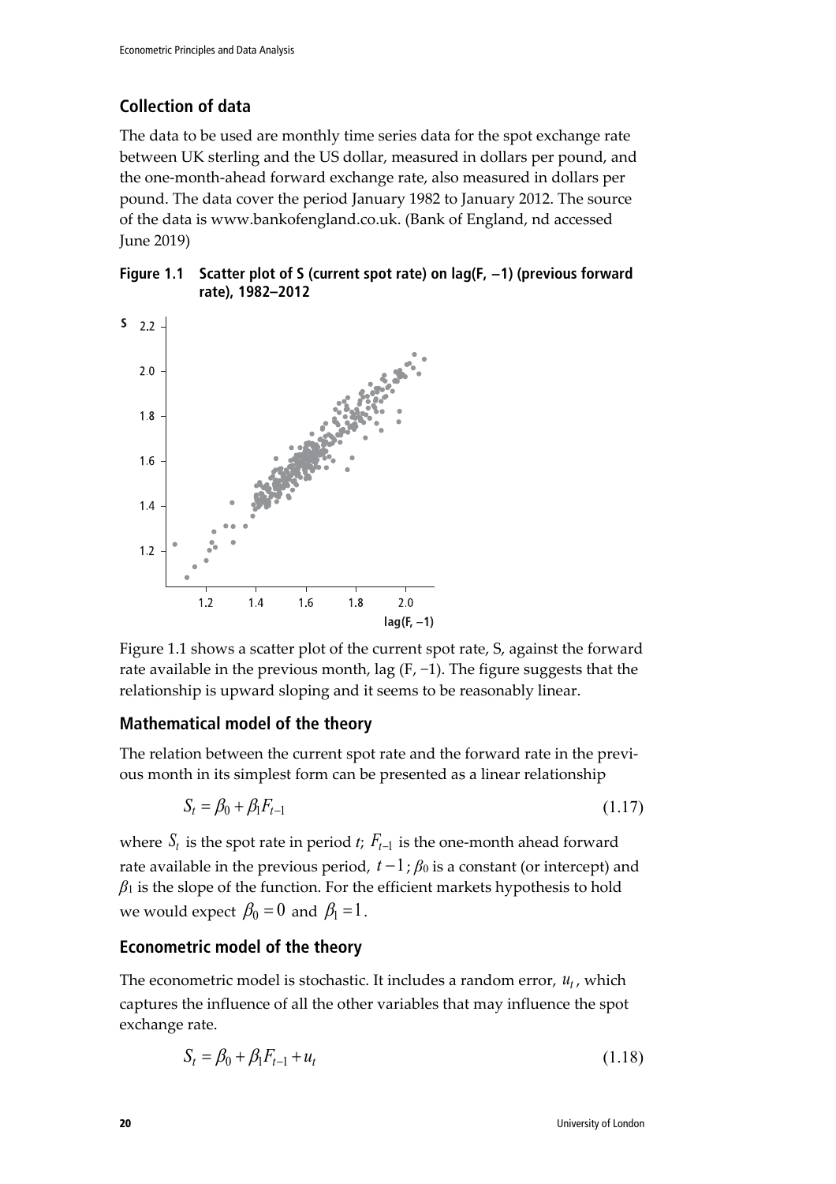## Collection of data

The data to be used are monthly time series data for the spot exchange rate between UK sterling and the US dollar, measured in dollars per pound, and the one-month-ahead forward exchange rate, also measured in dollars per pound. The data cover the period January 1982 to January 2012. The source of the data is www.bankofengland.co.uk. (Bank of England, nd accessed June 2019)

**Figure 1.1 Scatter plot of S (current spot rate) on lag(F, −1) (previous forward rate), 1982–2012**

Figure 1.1 shows a scatter plot of the current spot rate, S, against the forward rate available in the previous month, lag (F, −1). The figure suggests that the relationship is upward sloping and it seems to be reasonably linear.

## Mathematical model of the theory

The relation between the current spot rate and the forward rate in the previous month in its simplest form can be presented as a linear relationship

$$S_t = \beta_0 + \beta_1 F_{t-1} \tag{1.17}$$

where $S_t$ is the spot rate in period $t$; $F_{t-1}$ is the one-month ahead forward rate available in the previous period, $t-1$; $\beta_0$ is a constant (or intercept) and $\beta_1$ is the slope of the function. For the efficient markets hypothesis to hold we would expect $\beta_0 = 0$ and $\beta_1 = 1$.

## Econometric model of the theory

The econometric model is stochastic. It includes a random error, $u_t$, which captures the influence of all the other variables that may influence the spot exchange rate.

$$S_t = \beta_0 + \beta_1 F_{t-1} + u_t \tag{1.18}$$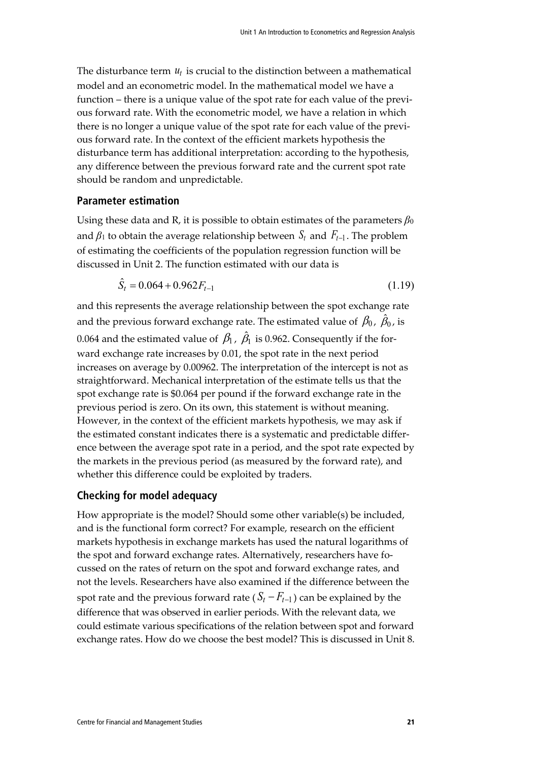The disturbance term $u_t$ is crucial to the distinction between a mathematical model and an econometric model. In the mathematical model we have a function – there is a unique value of the spot rate for each value of the previous forward rate. With the econometric model, we have a relation in which there is no longer a unique value of the spot rate for each value of the previous forward rate. In the context of the efficient markets hypothesis the disturbance term has additional interpretation: according to the hypothesis, any difference between the previous forward rate and the current spot rate should be random and unpredictable.

### Parameter estimation

Using these data and R, it is possible to obtain estimates of the parameters $\beta_0$ and $\beta_1$ to obtain the average relationship between $S_t$ and $F_{t-1}$. The problem of estimating the coefficients of the population regression function will be discussed in Unit 2. The function estimated with our data is

$$\hat{S}_t = 0.064 + 0.962 F_{t-1} \tag{1.19}$$

and this represents the average relationship between the spot exchange rate and the previous forward exchange rate. The estimated value of $\beta_0$, $\hat{\beta}_0$, is 0.064 and the estimated value of $\beta_1$, $\hat{\beta}_1$ is 0.962. Consequently if the forward exchange rate increases by 0.01, the spot rate in the next period increases on average by 0.00962. The interpretation of the intercept is not as straightforward. Mechanical interpretation of the estimate tells us that the spot exchange rate is $0.064 per pound if the forward exchange rate in the previous period is zero. On its own, this statement is without meaning. However, in the context of the efficient markets hypothesis, we may ask if the estimated constant indicates there is a systematic and predictable difference between the average spot rate in a period, and the spot rate expected by the markets in the previous period (as measured by the forward rate), and whether this difference could be exploited by traders.

### Checking for model adequacy

How appropriate is the model? Should some other variable(s) be included, and is the functional form correct? For example, research on the efficient markets hypothesis in exchange markets has used the natural logarithms of the spot and forward exchange rates. Alternatively, researchers have focussed on the rates of return on the spot and forward exchange rates, and not the levels. Researchers have also examined if the difference between the spot rate and the previous forward rate ($S_t - F_{t-1}$) can be explained by the difference that was observed in earlier periods. With the relevant data, we could estimate various specifications of the relation between spot and forward exchange rates. How do we choose the best model? This is discussed in Unit 8.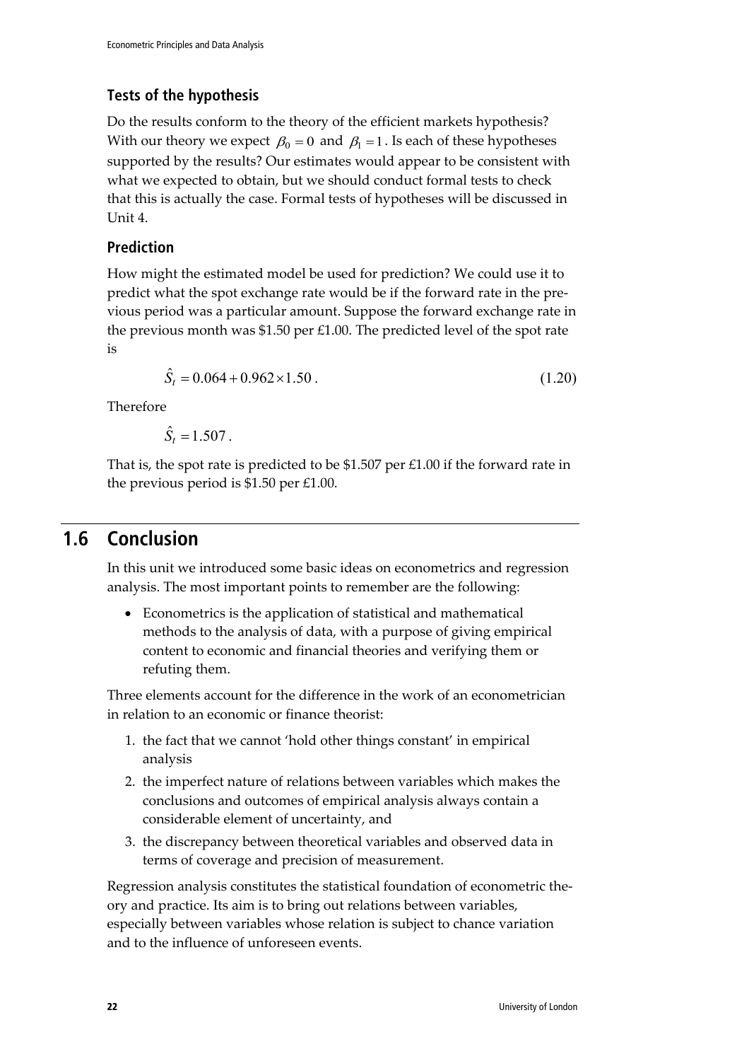### Tests of the hypothesis

Do the results conform to the theory of the efficient markets hypothesis? With our theory we expect $\beta_0 = 0$ and $\beta_1 = 1$. Is each of these hypotheses supported by the results? Our estimates would appear to be consistent with what we expected to obtain, but we should conduct formal tests to check that this is actually the case. Formal tests of hypotheses will be discussed in Unit 4.

### Prediction

How might the estimated model be used for prediction? We could use it to predict what the spot exchange rate would be if the forward rate in the previous period was a particular amount. Suppose the forward exchange rate in the previous month was $1.50 per £1.00. The predicted level of the spot rate is

$$\hat{S}_t = 0.064 + 0.962 \times 1.50 \,. \tag{1.20}$$

Therefore

$$\hat{S}_t = 1.507 \,.$$

That is, the spot rate is predicted to be $1.507 per £1.00 if the forward rate in the previous period is $1.50 per £1.00.

## 1.6 Conclusion

In this unit we introduced some basic ideas on econometrics and regression analysis. The most important points to remember are the following:

- Econometrics is the application of statistical and mathematical methods to the analysis of data, with a purpose of giving empirical content to economic and financial theories and verifying them or refuting them.

Three elements account for the difference in the work of an econometrician in relation to an economic or finance theorist:

1. the fact that we cannot 'hold other things constant' in empirical analysis
2. the imperfect nature of relations between variables which makes the conclusions and outcomes of empirical analysis always contain a considerable element of uncertainty, and
3. the discrepancy between theoretical variables and observed data in terms of coverage and precision of measurement.

Regression analysis constitutes the statistical foundation of econometric theory and practice. Its aim is to bring out relations between variables, especially between variables whose relation is subject to chance variation and to the influence of unforeseen events.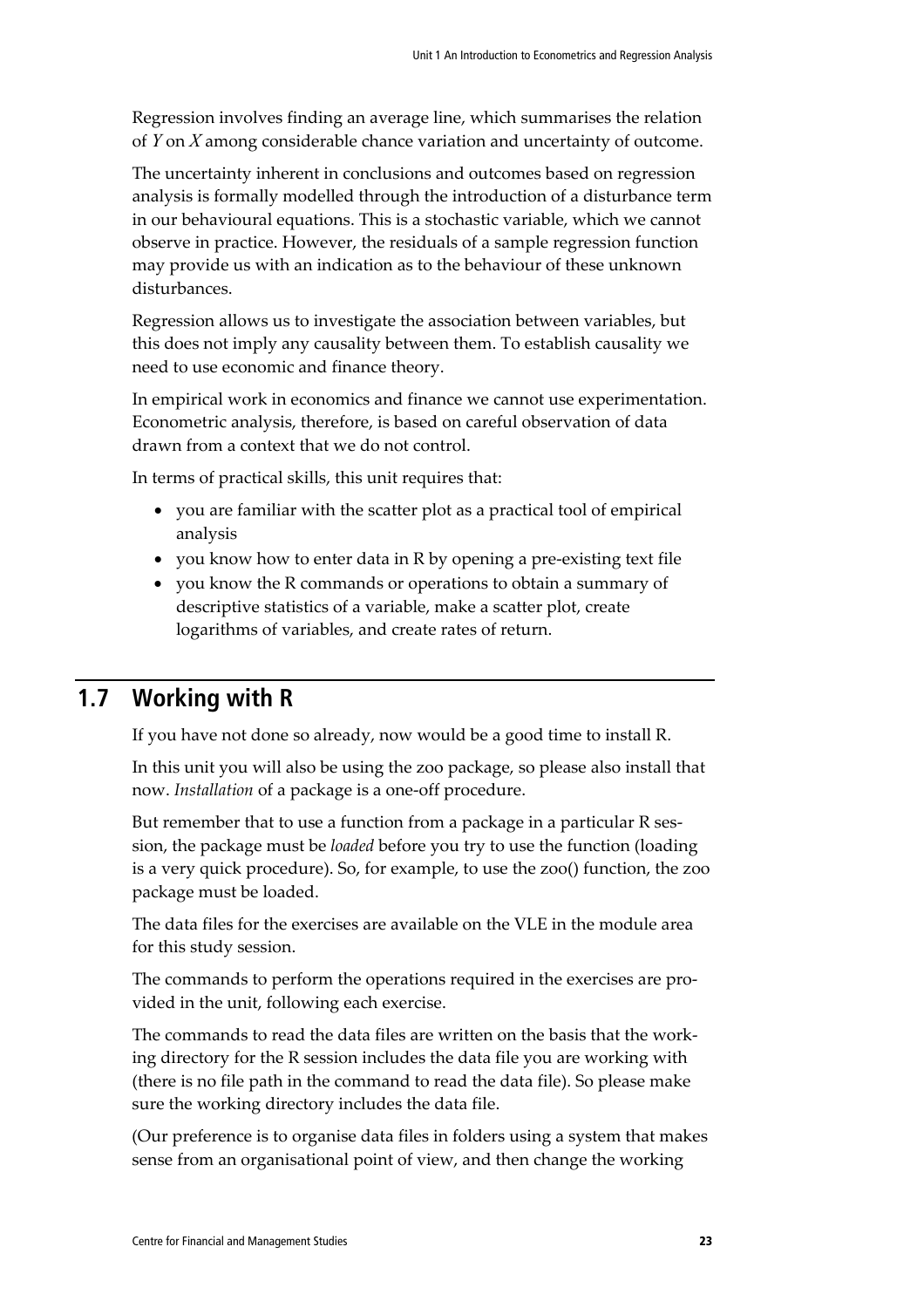Regression involves finding an average line, which summarises the relation of $Y$ on $X$ among considerable chance variation and uncertainty of outcome.

The uncertainty inherent in conclusions and outcomes based on regression analysis is formally modelled through the introduction of a disturbance term in our behavioural equations. This is a stochastic variable, which we cannot observe in practice. However, the residuals of a sample regression function may provide us with an indication as to the behaviour of these unknown disturbances.

Regression allows us to investigate the association between variables, but this does not imply any causality between them. To establish causality we need to use economic and finance theory.

In empirical work in economics and finance we cannot use experimentation. Econometric analysis, therefore, is based on careful observation of data drawn from a context that we do not control.

In terms of practical skills, this unit requires that:

- you are familiar with the scatter plot as a practical tool of empirical analysis
- you know how to enter data in R by opening a pre-existing text file
- you know the R commands or operations to obtain a summary of descriptive statistics of a variable, make a scatter plot, create logarithms of variables, and create rates of return.

## 1.7 Working with R

If you have not done so already, now would be a good time to install R.

In this unit you will also be using the zoo package, so please also install that now. *Installation* of a package is a one-off procedure.

But remember that to use a function from a package in a particular R session, the package must be *loaded* before you try to use the function (loading is a very quick procedure). So, for example, to use the zoo() function, the zoo package must be loaded.

The data files for the exercises are available on the VLE in the module area for this study session.

The commands to perform the operations required in the exercises are provided in the unit, following each exercise.

The commands to read the data files are written on the basis that the working directory for the R session includes the data file you are working with (there is no file path in the command to read the data file). So please make sure the working directory includes the data file.

(Our preference is to organise data files in folders using a system that makes sense from an organisational point of view, and then change the working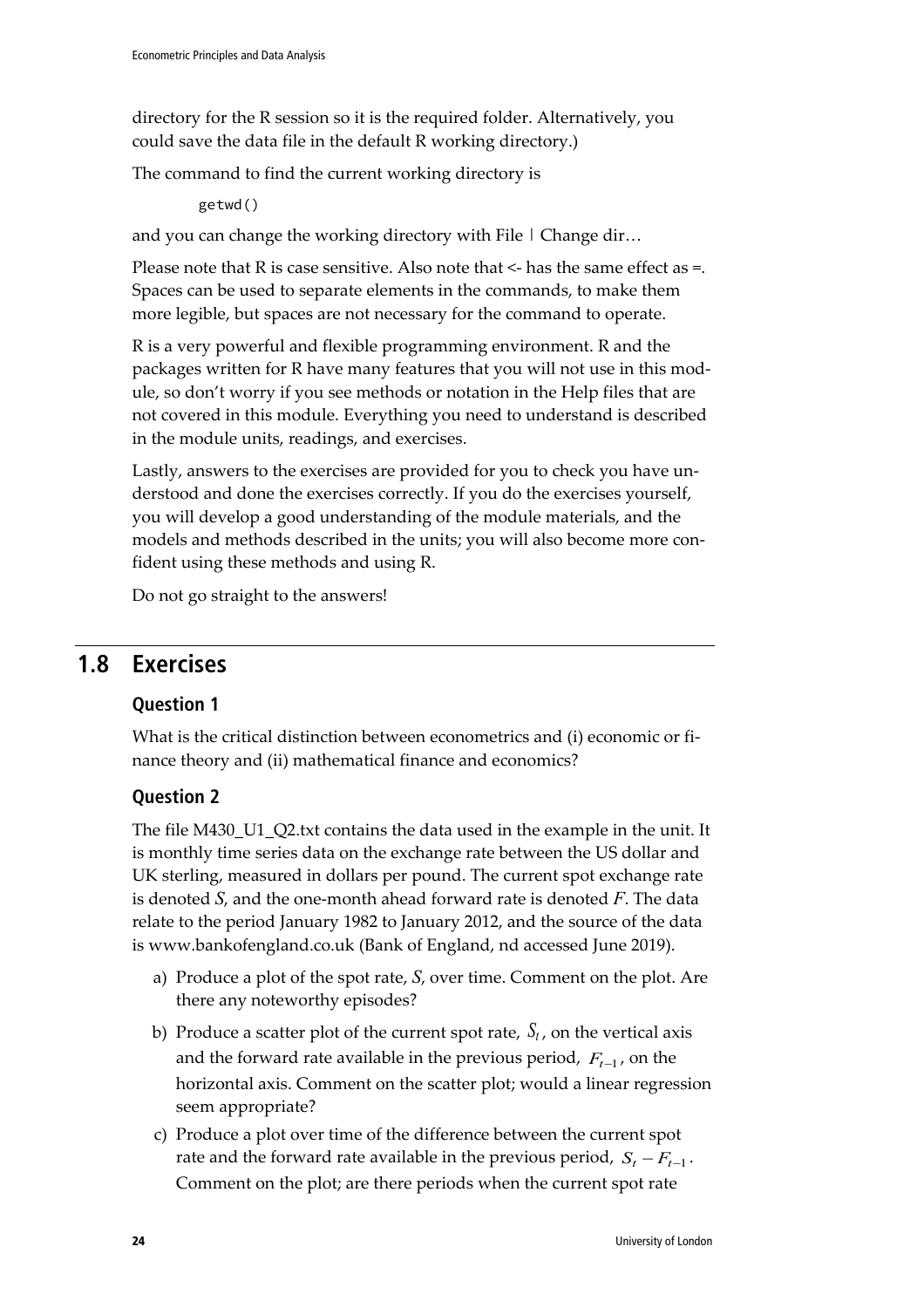directory for the R session so it is the required folder. Alternatively, you could save the data file in the default R working directory.)

The command to find the current working directory is

```
getwd()
```

and you can change the working directory with File | Change dir…

Please note that R is case sensitive. Also note that <- has the same effect as =. Spaces can be used to separate elements in the commands, to make them more legible, but spaces are not necessary for the command to operate.

R is a very powerful and flexible programming environment. R and the packages written for R have many features that you will not use in this module, so don't worry if you see methods or notation in the Help files that are not covered in this module. Everything you need to understand is described in the module units, readings, and exercises.

Lastly, answers to the exercises are provided for you to check you have understood and done the exercises correctly. If you do the exercises yourself, you will develop a good understanding of the module materials, and the models and methods described in the units; you will also become more confident using these methods and using R.

Do not go straight to the answers!

## 1.8 Exercises

### Question 1

What is the critical distinction between econometrics and (i) economic or finance theory and (ii) mathematical finance and economics?

### Question 2

The file M430_U1_Q2.txt contains the data used in the example in the unit. It is monthly time series data on the exchange rate between the US dollar and UK sterling, measured in dollars per pound. The current spot exchange rate is denoted *S*, and the one-month ahead forward rate is denoted *F*. The data relate to the period January 1982 to January 2012, and the source of the data is www.bankofengland.co.uk (Bank of England, nd accessed June 2019).

a) Produce a plot of the spot rate, *S*, over time. Comment on the plot. Are there any noteworthy episodes?

b) Produce a scatter plot of the current spot rate, $S_t$, on the vertical axis and the forward rate available in the previous period, $F_{t-1}$, on the horizontal axis. Comment on the scatter plot; would a linear regression seem appropriate?

c) Produce a plot over time of the difference between the current spot rate and the forward rate available in the previous period, $S_t - F_{t-1}$. Comment on the plot; are there periods when the current spot rate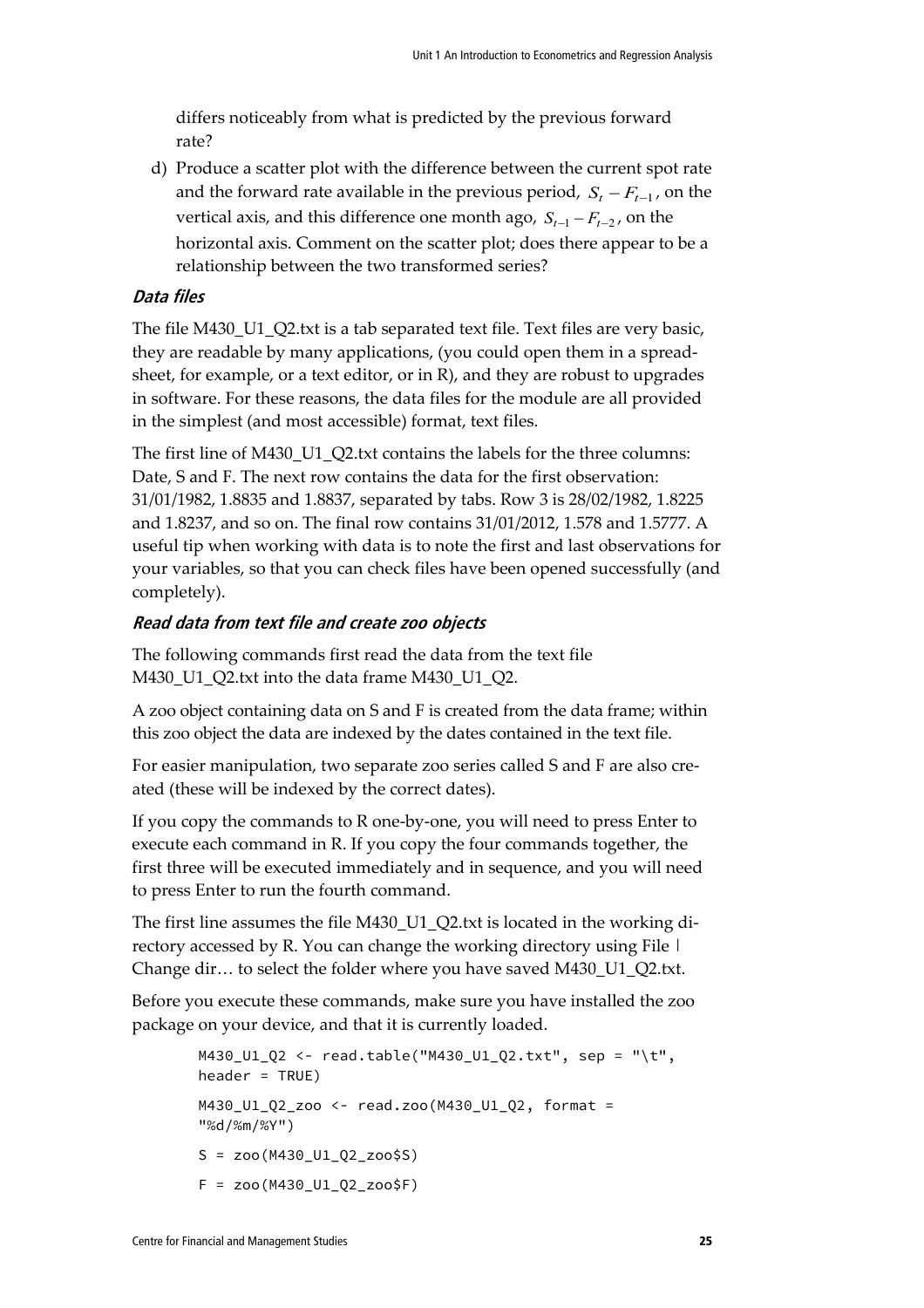differs noticeably from what is predicted by the previous forward rate?

d) Produce a scatter plot with the difference between the current spot rate and the forward rate available in the previous period, $S_t - F_{t-1}$, on the vertical axis, and this difference one month ago, $S_{t-1} - F_{t-2}$, on the horizontal axis. Comment on the scatter plot; does there appear to be a relationship between the two transformed series?

### *Data files*

The file M430_U1_Q2.txt is a tab separated text file. Text files are very basic, they are readable by many applications, (you could open them in a spreadsheet, for example, or a text editor, or in R), and they are robust to upgrades in software. For these reasons, the data files for the module are all provided in the simplest (and most accessible) format, text files.

The first line of M430_U1_Q2.txt contains the labels for the three columns: Date, S and F. The next row contains the data for the first observation: 31/01/1982, 1.8835 and 1.8837, separated by tabs. Row 3 is 28/02/1982, 1.8225 and 1.8237, and so on. The final row contains 31/01/2012, 1.578 and 1.5777. A useful tip when working with data is to note the first and last observations for your variables, so that you can check files have been opened successfully (and completely).

### *Read data from text file and create zoo objects*

The following commands first read the data from the text file M430_U1_Q2.txt into the data frame M430_U1_Q2.

A zoo object containing data on S and F is created from the data frame; within this zoo object the data are indexed by the dates contained in the text file.

For easier manipulation, two separate zoo series called S and F are also created (these will be indexed by the correct dates).

If you copy the commands to R one-by-one, you will need to press Enter to execute each command in R. If you copy the four commands together, the first three will be executed immediately and in sequence, and you will need to press Enter to run the fourth command.

The first line assumes the file M430_U1_Q2.txt is located in the working directory accessed by R. You can change the working directory using File | Change dir… to select the folder where you have saved M430_U1_Q2.txt.

Before you execute these commands, make sure you have installed the zoo package on your device, and that it is currently loaded.

```
M430_U1_Q2 <- read.table("M430_U1_Q2.txt", sep = "\t", header = TRUE)

M430_U1_Q2_zoo <- read.zoo(M430_U1_Q2, format = "%d/%m/%Y")

S = zoo(M430_U1_Q2_zoo$S)

F = zoo(M430_U1_Q2_zoo$F)
```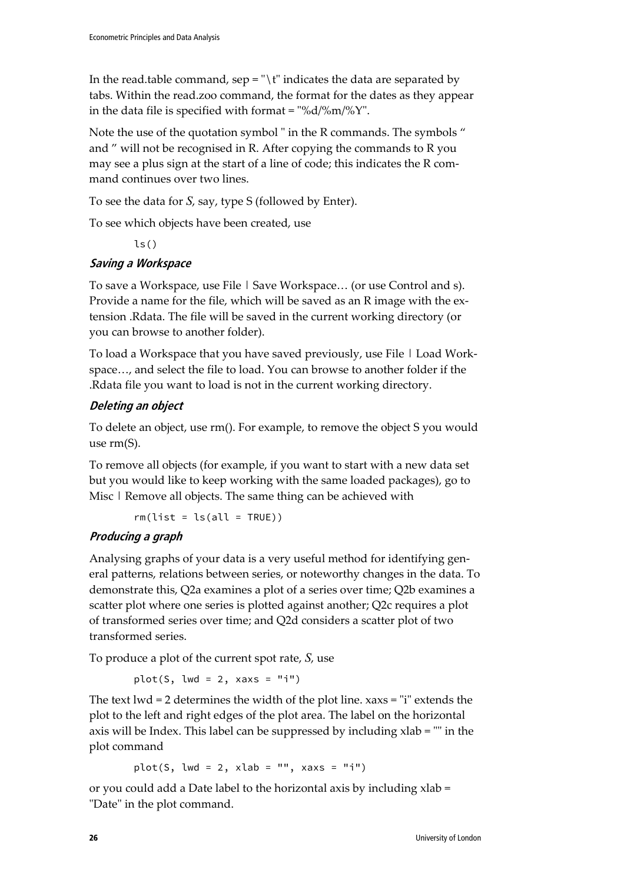In the read.table command, sep = "\t" indicates the data are separated by tabs. Within the read.zoo command, the format for the dates as they appear in the data file is specified with format = "%d/%m/%Y".

Note the use of the quotation symbol " in the R commands. The symbols “ and ” will not be recognised in R. After copying the commands to R you may see a plus sign at the start of a line of code; this indicates the R command continues over two lines.

To see the data for *S*, say, type S (followed by Enter).

To see which objects have been created, use

```
ls()
```

### Saving a Workspace

To save a Workspace, use File | Save Workspace… (or use Control and s). Provide a name for the file, which will be saved as an R image with the extension .Rdata. The file will be saved in the current working directory (or you can browse to another folder).

To load a Workspace that you have saved previously, use File | Load Workspace…, and select the file to load. You can browse to another folder if the .Rdata file you want to load is not in the current working directory.

### Deleting an object

To delete an object, use rm(). For example, to remove the object S you would use rm(S).

To remove all objects (for example, if you want to start with a new data set but you would like to keep working with the same loaded packages), go to Misc | Remove all objects. The same thing can be achieved with

```
rm(list = ls(all = TRUE))
```

### Producing a graph

Analysing graphs of your data is a very useful method for identifying general patterns, relations between series, or noteworthy changes in the data. To demonstrate this, Q2a examines a plot of a series over time; Q2b examines a scatter plot where one series is plotted against another; Q2c requires a plot of transformed series over time; and Q2d considers a scatter plot of two transformed series.

To produce a plot of the current spot rate, *S*, use

```
plot(S, lwd = 2, xaxs = "i")
```

The text lwd = 2 determines the width of the plot line. xaxs = "i" extends the plot to the left and right edges of the plot area. The label on the horizontal axis will be Index. This label can be suppressed by including xlab = "" in the plot command

```
plot(S, lwd = 2, xlab = "", xaxs = "i")
```

or you could add a Date label to the horizontal axis by including xlab = "Date" in the plot command.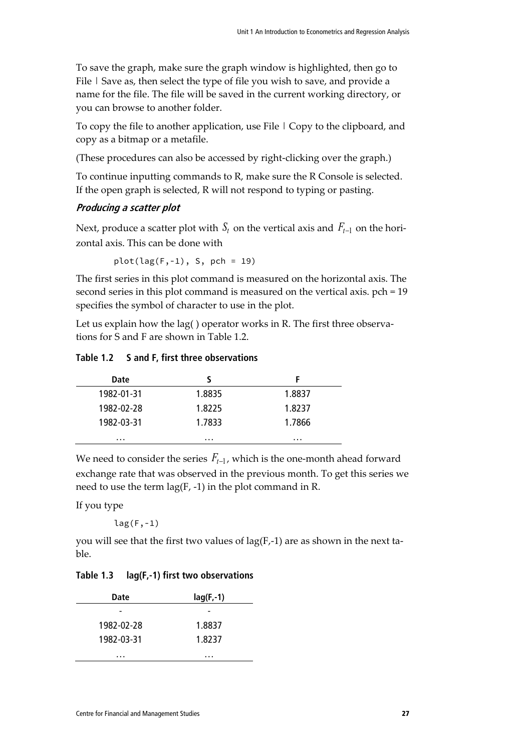To save the graph, make sure the graph window is highlighted, then go to File | Save as, then select the type of file you wish to save, and provide a name for the file. The file will be saved in the current working directory, or you can browse to another folder.

To copy the file to another application, use File | Copy to the clipboard, and copy as a bitmap or a metafile.

(These procedures can also be accessed by right-clicking over the graph.)

To continue inputting commands to R, make sure the R Console is selected. If the open graph is selected, R will not respond to typing or pasting.

#### *Producing a scatter plot*

Next, produce a scatter plot with $S_t$ on the vertical axis and $F_{t-1}$ on the horizontal axis. This can be done with

```
plot(lag(F,-1), S, pch = 19)
```

The first series in this plot command is measured on the horizontal axis. The second series in this plot command is measured on the vertical axis. pch = 19 specifies the symbol of character to use in the plot.

Let us explain how the lag( ) operator works in R. The first three observations for S and F are shown in Table 1.2.

**Table 1.2 S and F, first three observations**

| Date | S | F |
|---|---|---|
| 1982-01-31 | 1.8835 | 1.8837 |
| 1982-02-28 | 1.8225 | 1.8237 |
| 1982-03-31 | 1.7833 | 1.7866 |
| … | … | … |

We need to consider the series $F_{t-1}$, which is the one-month ahead forward exchange rate that was observed in the previous month. To get this series we need to use the term lag(F, -1) in the plot command in R.

If you type

```
lag(F,-1)
```

you will see that the first two values of lag(F,-1) are as shown in the next table.

**Table 1.3 lag(F,-1) first two observations**

| Date | lag(F,-1) |
|---|---|
| - | - |
| 1982-02-28 | 1.8837 |
| 1982-03-31 | 1.8237 |
| … | … |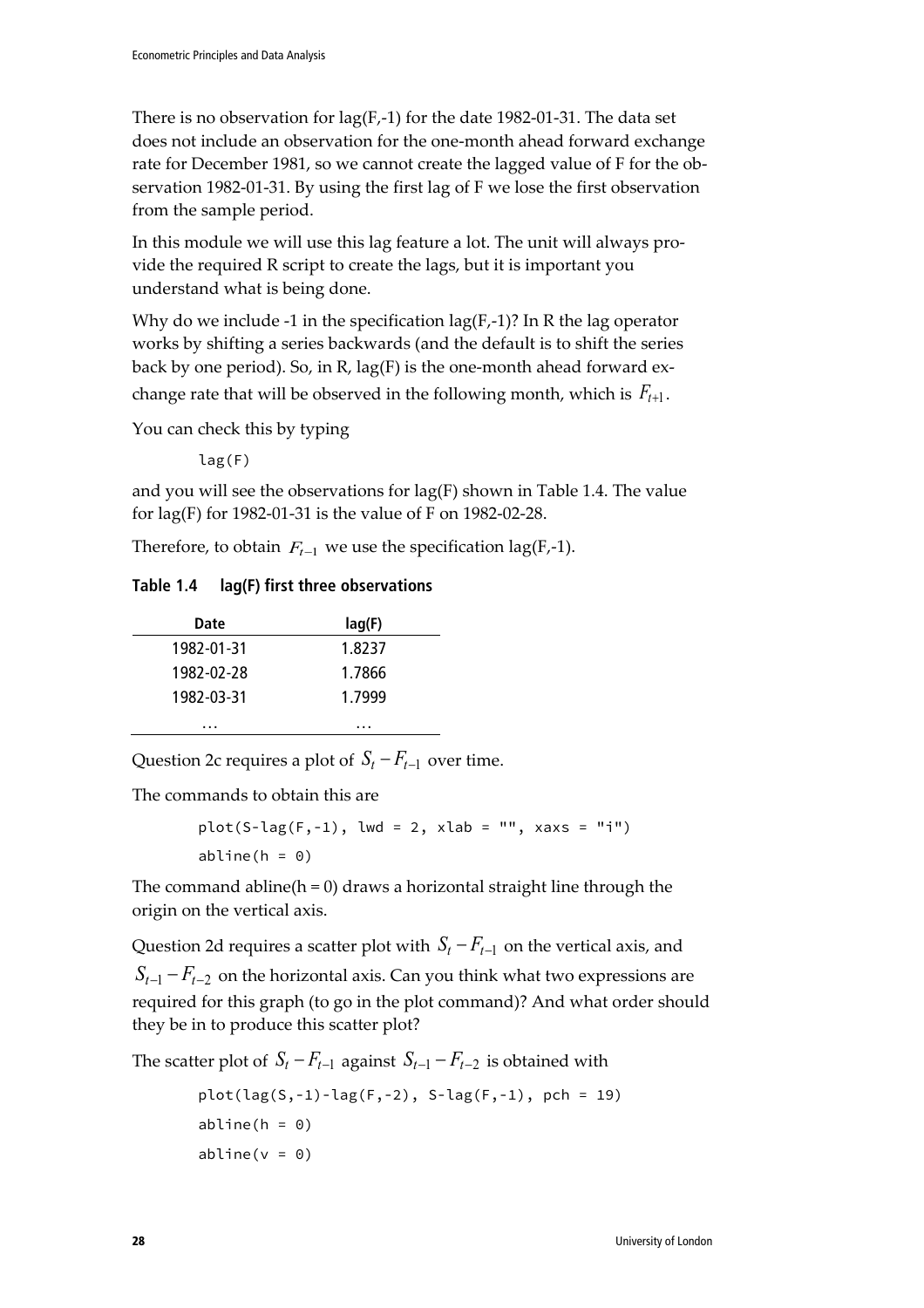There is no observation for lag(F,-1) for the date 1982-01-31. The data set does not include an observation for the one-month ahead forward exchange rate for December 1981, so we cannot create the lagged value of F for the observation 1982-01-31. By using the first lag of F we lose the first observation from the sample period.

In this module we will use this lag feature a lot. The unit will always provide the required R script to create the lags, but it is important you understand what is being done.

Why do we include -1 in the specification lag(F,-1)? In R the lag operator works by shifting a series backwards (and the default is to shift the series back by one period). So, in R, lag(F) is the one-month ahead forward exchange rate that will be observed in the following month, which is $F_{t+1}$.

You can check this by typing

```
lag(F)
```

and you will see the observations for lag(F) shown in Table 1.4. The value for lag(F) for 1982-01-31 is the value of F on 1982-02-28.

Therefore, to obtain $F_{t-1}$ we use the specification lag(F,-1).

**Table 1.4 lag(F) first three observations**

| Date | lag(F) |
|---|---|
| 1982-01-31 | 1.8237 |
| 1982-02-28 | 1.7866 |
| 1982-03-31 | 1.7999 |
| … | … |

Question 2c requires a plot of $S_t - F_{t-1}$ over time.

The commands to obtain this are

```
plot(S-lag(F,-1), lwd = 2, xlab = "", xaxs = "i")
abline(h = 0)
```

The command abline(h = 0) draws a horizontal straight line through the origin on the vertical axis.

Question 2d requires a scatter plot with $S_t - F_{t-1}$ on the vertical axis, and $S_{t-1} - F_{t-2}$ on the horizontal axis. Can you think what two expressions are required for this graph (to go in the plot command)? And what order should they be in to produce this scatter plot?

The scatter plot of $S_t - F_{t-1}$ against $S_{t-1} - F_{t-2}$ is obtained with

```
plot(lag(S,-1)-lag(F,-2), S-lag(F,-1), pch = 19)
abline(h = 0)
abline(v = 0)
```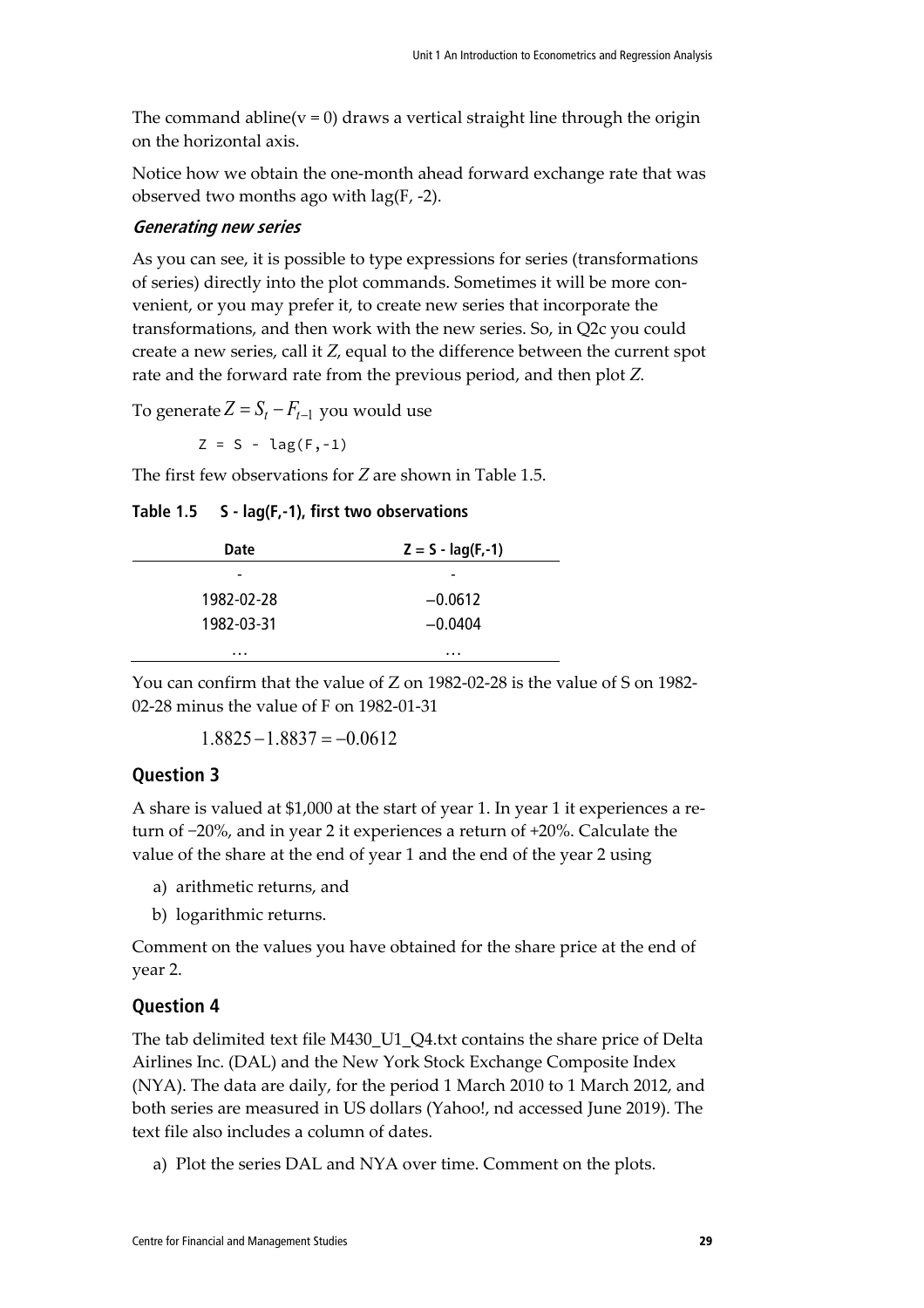The command abline(v = 0) draws a vertical straight line through the origin on the horizontal axis.

Notice how we obtain the one-month ahead forward exchange rate that was observed two months ago with lag(F, -2).

### *Generating new series*

As you can see, it is possible to type expressions for series (transformations of series) directly into the plot commands. Sometimes it will be more convenient, or you may prefer it, to create new series that incorporate the transformations, and then work with the new series. So, in Q2c you could create a new series, call it *Z*, equal to the difference between the current spot rate and the forward rate from the previous period, and then plot *Z*.

To generate $Z = S_t - F_{t-1}$ you would use

```
Z = S - lag(F,-1)
```

The first few observations for *Z* are shown in Table 1.5.

**Table 1.5 S - lag(F,-1), first two observations**

| Date | Z = S - lag(F,-1) |
|---|---|
| - | - |
| 1982-02-28 | −0.0612 |
| 1982-03-31 | −0.0404 |
| … | … |

You can confirm that the value of Z on 1982-02-28 is the value of S on 1982-02-28 minus the value of F on 1982-01-31

$$1.8825 - 1.8837 = -0.0612$$

## Question 3

A share is valued at $1,000 at the start of year 1. In year 1 it experiences a return of −20%, and in year 2 it experiences a return of +20%. Calculate the value of the share at the end of year 1 and the end of the year 2 using

a) arithmetic returns, and
b) logarithmic returns.

Comment on the values you have obtained for the share price at the end of year 2.

## Question 4

The tab delimited text file M430_U1_Q4.txt contains the share price of Delta Airlines Inc. (DAL) and the New York Stock Exchange Composite Index (NYA). The data are daily, for the period 1 March 2010 to 1 March 2012, and both series are measured in US dollars (Yahoo!, nd accessed June 2019). The text file also includes a column of dates.

a) Plot the series DAL and NYA over time. Comment on the plots.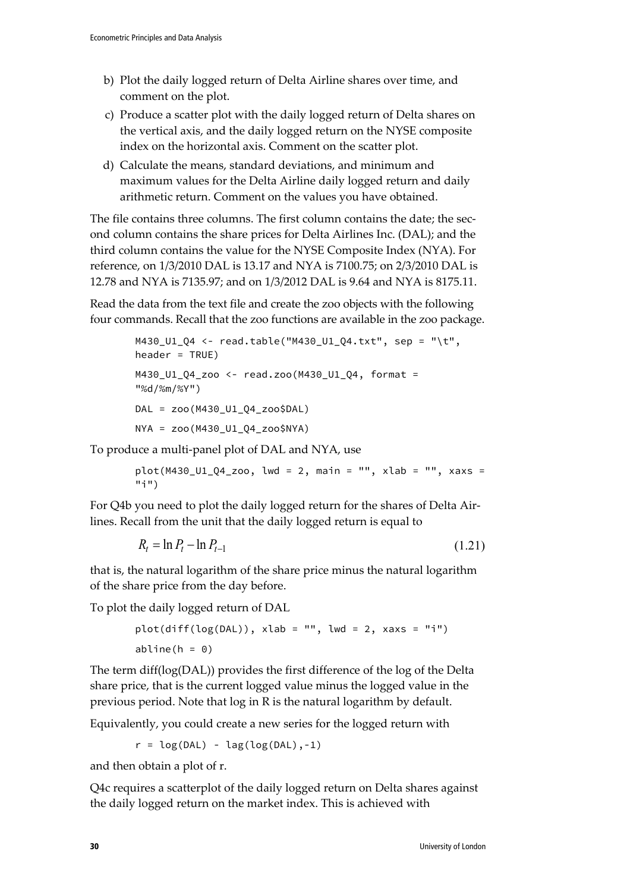b) Plot the daily logged return of Delta Airline shares over time, and comment on the plot.

c) Produce a scatter plot with the daily logged return of Delta shares on the vertical axis, and the daily logged return on the NYSE composite index on the horizontal axis. Comment on the scatter plot.

d) Calculate the means, standard deviations, and minimum and maximum values for the Delta Airline daily logged return and daily arithmetic return. Comment on the values you have obtained.

The file contains three columns. The first column contains the date; the second column contains the share prices for Delta Airlines Inc. (DAL); and the third column contains the value for the NYSE Composite Index (NYA). For reference, on 1/3/2010 DAL is 13.17 and NYA is 7100.75; on 2/3/2010 DAL is 12.78 and NYA is 7135.97; and on 1/3/2012 DAL is 9.64 and NYA is 8175.11.

Read the data from the text file and create the zoo objects with the following four commands. Recall that the zoo functions are available in the zoo package.

```
M430_U1_Q4 <- read.table("M430_U1_Q4.txt", sep = "\t",
header = TRUE)

M430_U1_Q4_zoo <- read.zoo(M430_U1_Q4, format =
"%d/%m/%Y")

DAL = zoo(M430_U1_Q4_zoo$DAL)

NYA = zoo(M430_U1_Q4_zoo$NYA)
```

To produce a multi-panel plot of DAL and NYA, use

```
plot(M430_U1_Q4_zoo, lwd = 2, main = "", xlab = "", xaxs =
"i")
```

For Q4b you need to plot the daily logged return for the shares of Delta Airlines. Recall from the unit that the daily logged return is equal to

$$R_t = \ln P_t - \ln P_{t-1} \tag{1.21}$$

that is, the natural logarithm of the share price minus the natural logarithm of the share price from the day before.

To plot the daily logged return of DAL

```
plot(diff(log(DAL)), xlab = "", lwd = 2, xaxs = "i")

abline(h = 0)
```

The term diff(log(DAL)) provides the first difference of the log of the Delta share price, that is the current logged value minus the logged value in the previous period. Note that log in R is the natural logarithm by default.

Equivalently, you could create a new series for the logged return with

```
r = log(DAL) - lag(log(DAL),-1)
```

and then obtain a plot of r.

Q4c requires a scatterplot of the daily logged return on Delta shares against the daily logged return on the market index. This is achieved with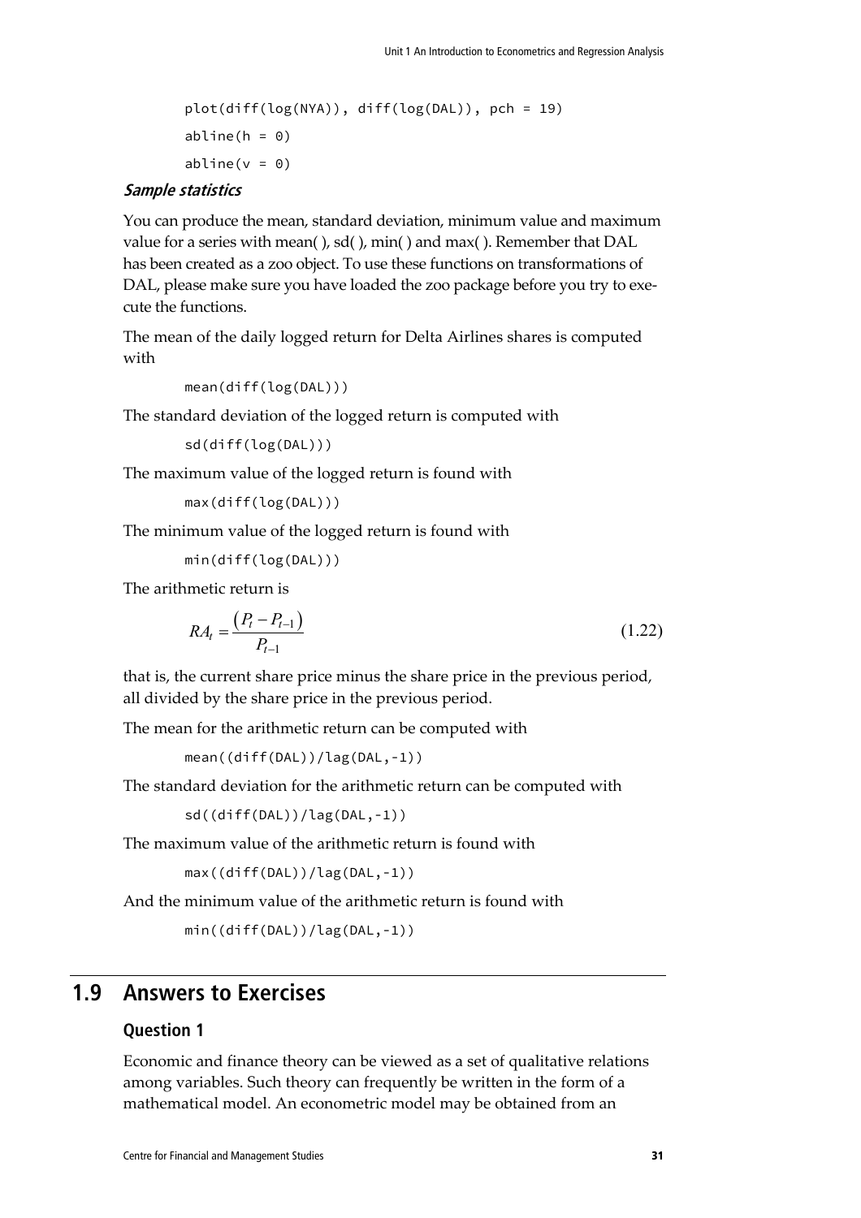```
plot(diff(log(NYA)), diff(log(DAL)), pch = 19)
abline(h = 0)
abline(v = 0)
```

***Sample statistics***

You can produce the mean, standard deviation, minimum value and maximum value for a series with mean( ), sd( ), min( ) and max( ). Remember that DAL has been created as a zoo object. To use these functions on transformations of DAL, please make sure you have loaded the zoo package before you try to execute the functions.

The mean of the daily logged return for Delta Airlines shares is computed with

```
mean(diff(log(DAL)))
```

The standard deviation of the logged return is computed with

```
sd(diff(log(DAL)))
```

The maximum value of the logged return is found with

```
max(diff(log(DAL)))
```

The minimum value of the logged return is found with

```
min(diff(log(DAL)))
```

The arithmetic return is

$$RA_t = \frac{(P_t - P_{t-1})}{P_{t-1}} \tag{1.22}$$

that is, the current share price minus the share price in the previous period, all divided by the share price in the previous period.

The mean for the arithmetic return can be computed with

```
mean((diff(DAL))/lag(DAL,-1))
```

The standard deviation for the arithmetic return can be computed with

```
sd((diff(DAL))/lag(DAL,-1))
```

The maximum value of the arithmetic return is found with

```
max((diff(DAL))/lag(DAL,-1))
```

And the minimum value of the arithmetic return is found with

```
min((diff(DAL))/lag(DAL,-1))
```

## 1.9 Answers to Exercises

### Question 1

Economic and finance theory can be viewed as a set of qualitative relations among variables. Such theory can frequently be written in the form of a mathematical model. An econometric model may be obtained from an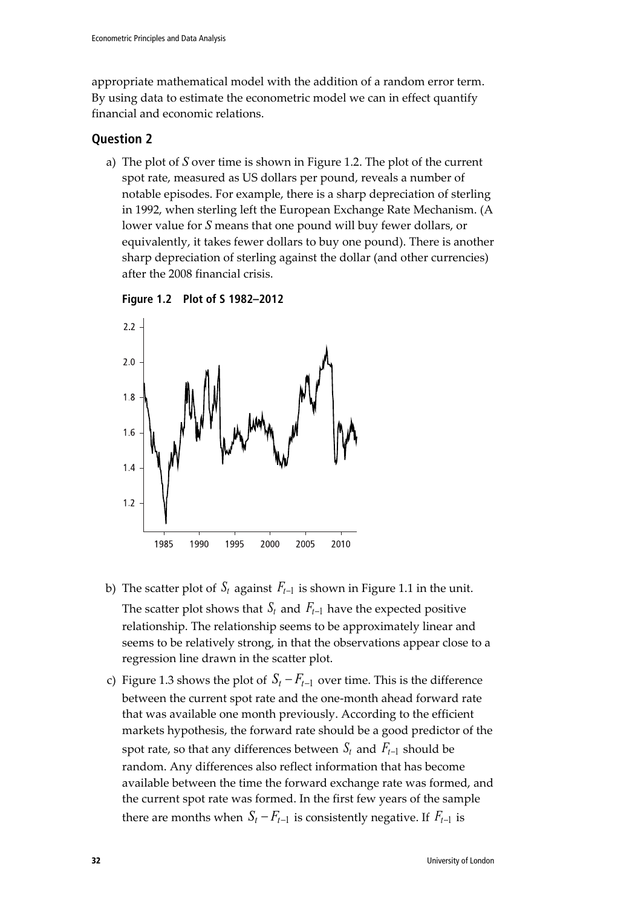appropriate mathematical model with the addition of a random error term. By using data to estimate the econometric model we can in effect quantify financial and economic relations.

## Question 2

a) The plot of *S* over time is shown in Figure 1.2. The plot of the current spot rate, measured as US dollars per pound, reveals a number of notable episodes. For example, there is a sharp depreciation of sterling in 1992, when sterling left the European Exchange Rate Mechanism. (A lower value for *S* means that one pound will buy fewer dollars, or equivalently, it takes fewer dollars to buy one pound). There is another sharp depreciation of sterling against the dollar (and other currencies) after the 2008 financial crisis.

**Figure 1.2 Plot of S 1982–2012**

b) The scatter plot of $S_t$ against $F_{t-1}$ is shown in Figure 1.1 in the unit. The scatter plot shows that $S_t$ and $F_{t-1}$ have the expected positive relationship. The relationship seems to be approximately linear and seems to be relatively strong, in that the observations appear close to a regression line drawn in the scatter plot.

c) Figure 1.3 shows the plot of $S_t - F_{t-1}$ over time. This is the difference between the current spot rate and the one-month ahead forward rate that was available one month previously. According to the efficient markets hypothesis, the forward rate should be a good predictor of the spot rate, so that any differences between $S_t$ and $F_{t-1}$ should be random. Any differences also reflect information that has become available between the time the forward exchange rate was formed, and the current spot rate was formed. In the first few years of the sample there are months when $S_t - F_{t-1}$ is consistently negative. If $F_{t-1}$ is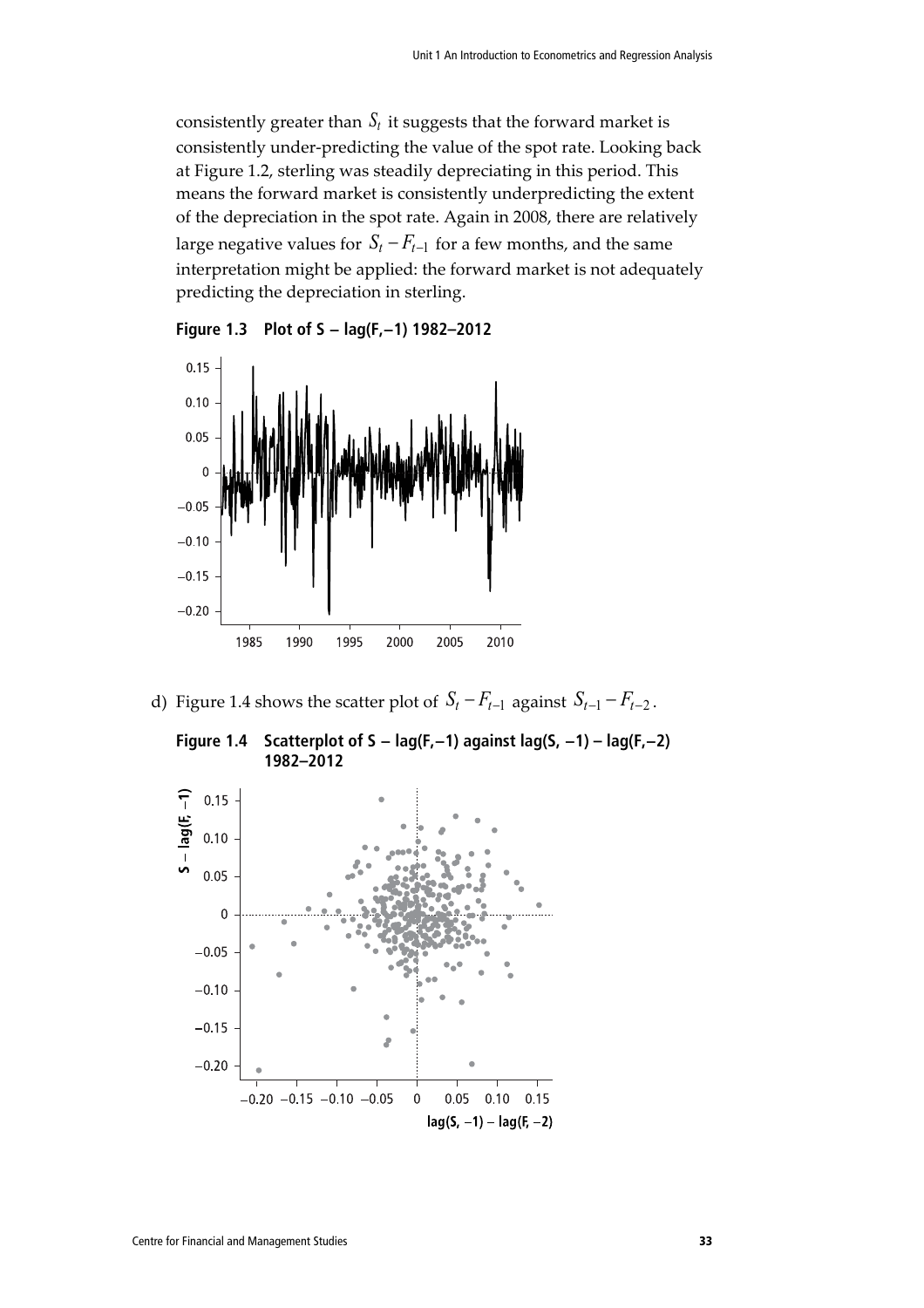consistently greater than $S_t$ it suggests that the forward market is consistently under-predicting the value of the spot rate. Looking back at Figure 1.2, sterling was steadily depreciating in this period. This means the forward market is consistently underpredicting the extent of the depreciation in the spot rate. Again in 2008, there are relatively large negative values for $S_t - F_{t-1}$ for a few months, and the same interpretation might be applied: the forward market is not adequately predicting the depreciation in sterling.

**Figure 1.3 Plot of S – lag(F,–1) 1982–2012**

d) Figure 1.4 shows the scatter plot of $S_t - F_{t-1}$ against $S_{t-1} - F_{t-2}$.

**Figure 1.4 Scatterplot of S – lag(F,–1) against lag(S, –1) – lag(F,–2) 1982–2012**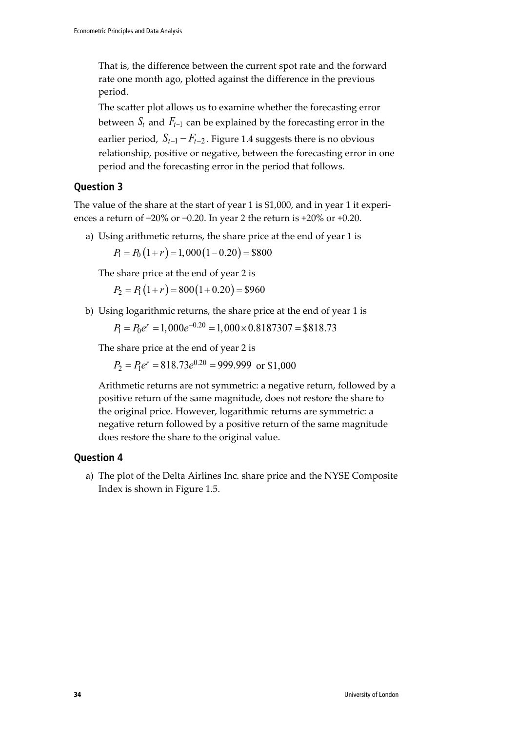That is, the difference between the current spot rate and the forward rate one month ago, plotted against the difference in the previous period.

The scatter plot allows us to examine whether the forecasting error between $S_t$ and $F_{t-1}$ can be explained by the forecasting error in the earlier period, $S_{t-1} - F_{t-2}$. Figure 1.4 suggests there is no obvious relationship, positive or negative, between the forecasting error in one period and the forecasting error in the period that follows.

## Question 3

The value of the share at the start of year 1 is \$1,000, and in year 1 it experiences a return of −20% or −0.20. In year 2 the return is +20% or +0.20.

a) Using arithmetic returns, the share price at the end of year 1 is

$$P_1 = P_0(1+r) = 1,000(1-0.20) = \$800$$

The share price at the end of year 2 is

$$P_2 = P_1(1+r) = 800(1+0.20) = \$960$$

b) Using logarithmic returns, the share price at the end of year 1 is

$$P_1 = P_0 e^r = 1,000e^{-0.20} = 1,000 \times 0.8187307 = \$818.73$$

The share price at the end of year 2 is

$$P_2 = P_1 e^r = 818.73e^{0.20} = 999.999 \text{ or } \$1,000$$

Arithmetic returns are not symmetric: a negative return, followed by a positive return of the same magnitude, does not restore the share to the original price. However, logarithmic returns are symmetric: a negative return followed by a positive return of the same magnitude does restore the share to the original value.

## Question 4

a) The plot of the Delta Airlines Inc. share price and the NYSE Composite Index is shown in Figure 1.5.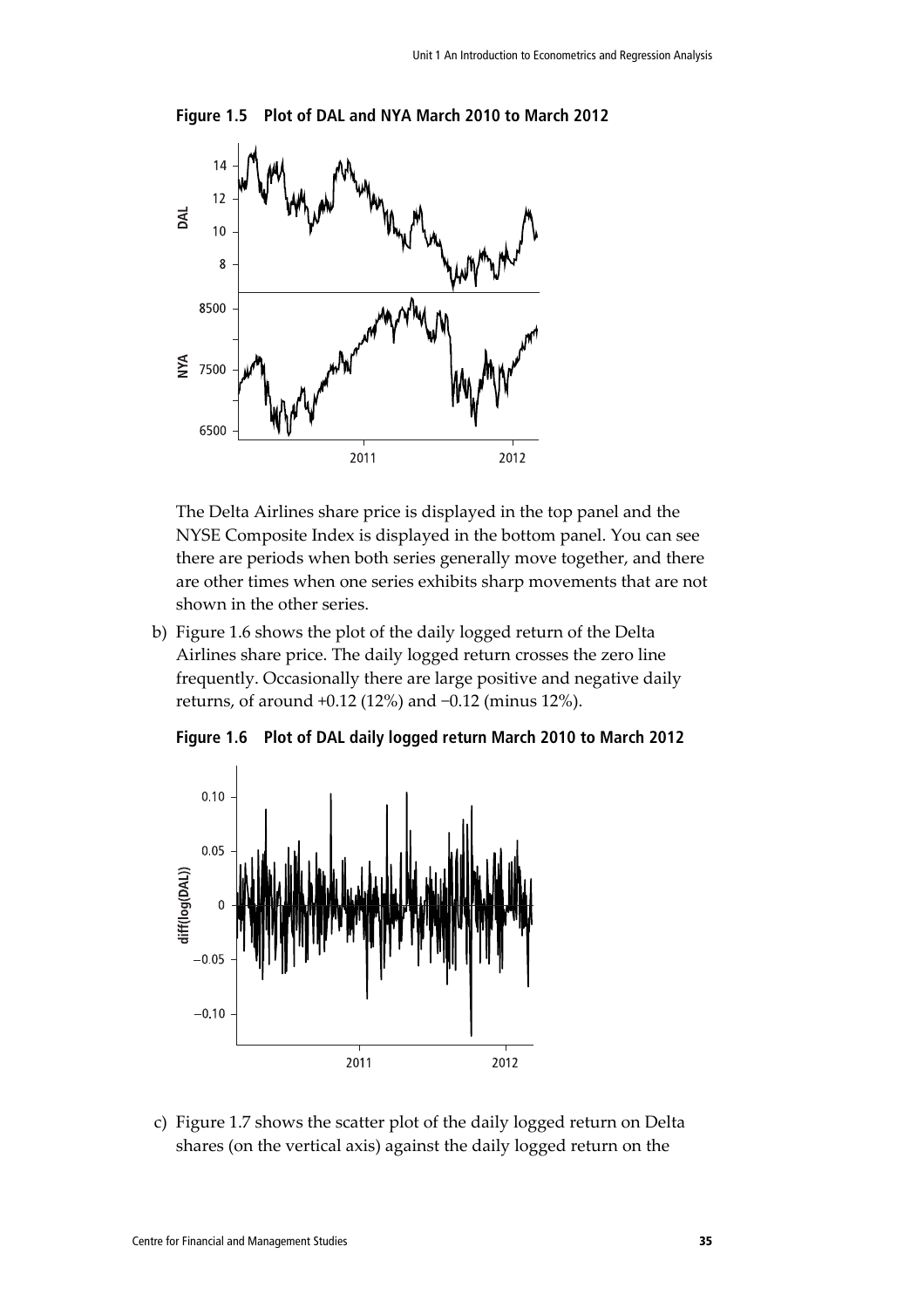**Figure 1.5 Plot of DAL and NYA March 2010 to March 2012**

The Delta Airlines share price is displayed in the top panel and the NYSE Composite Index is displayed in the bottom panel. You can see there are periods when both series generally move together, and there are other times when one series exhibits sharp movements that are not shown in the other series.

b) Figure 1.6 shows the plot of the daily logged return of the Delta Airlines share price. The daily logged return crosses the zero line frequently. Occasionally there are large positive and negative daily returns, of around +0.12 (12%) and −0.12 (minus 12%).

**Figure 1.6 Plot of DAL daily logged return March 2010 to March 2012**

c) Figure 1.7 shows the scatter plot of the daily logged return on Delta shares (on the vertical axis) against the daily logged return on the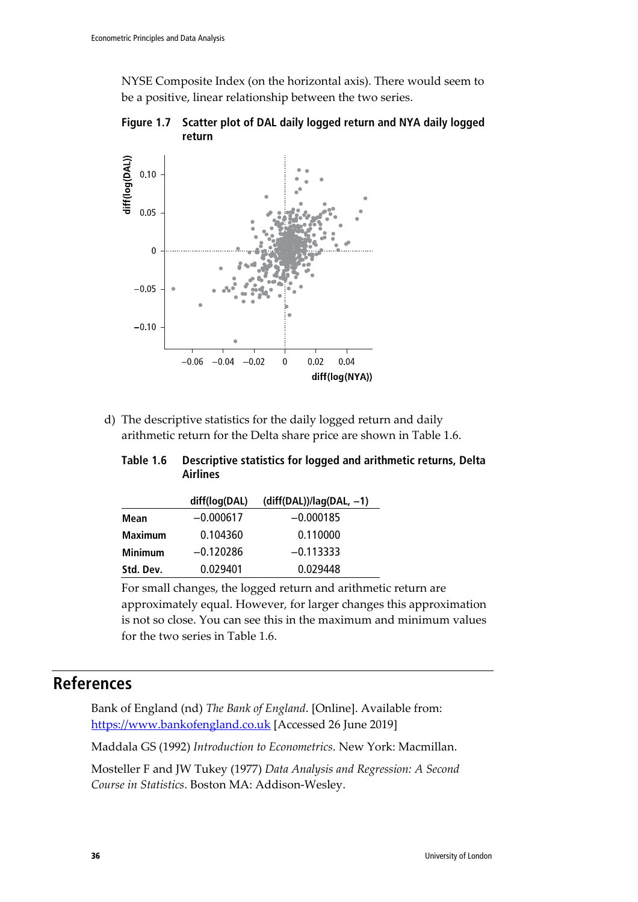NYSE Composite Index (on the horizontal axis). There would seem to be a positive, linear relationship between the two series.

**Figure 1.7 Scatter plot of DAL daily logged return and NYA daily logged return**

d) The descriptive statistics for the daily logged return and daily arithmetic return for the Delta share price are shown in Table 1.6.

**Table 1.6 Descriptive statistics for logged and arithmetic returns, Delta Airlines**

| | diff(log(DAL) | (diff(DAL))/lag(DAL, −1) |
|---|---|---|
| **Mean** | −0.000617 | −0.000185 |
| **Maximum** | 0.104360 | 0.110000 |
| **Minimum** | −0.120286 | −0.113333 |
| **Std. Dev.** | 0.029401 | 0.029448 |

For small changes, the logged return and arithmetic return are approximately equal. However, for larger changes this approximation is not so close. You can see this in the maximum and minimum values for the two series in Table 1.6.

# References

Bank of England (nd) *The Bank of England*. [Online]. Available from: https://www.bankofengland.co.uk [Accessed 26 June 2019]

Maddala GS (1992) *Introduction to Econometrics*. New York: Macmillan.

Mosteller F and JW Tukey (1977) *Data Analysis and Regression: A Second Course in Statistics*. Boston MA: Addison-Wesley.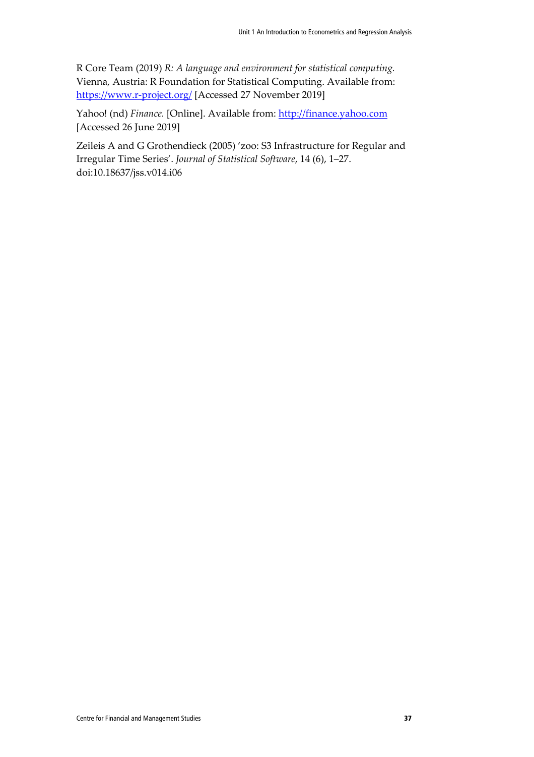R Core Team (2019) *R: A language and environment for statistical computing*. Vienna, Austria: R Foundation for Statistical Computing. Available from: https://www.r-project.org/ [Accessed 27 November 2019]

Yahoo! (nd) *Finance*. [Online]. Available from: http://finance.yahoo.com [Accessed 26 June 2019]

Zeileis A and G Grothendieck (2005) 'zoo: S3 Infrastructure for Regular and Irregular Time Series'. *Journal of Statistical Software*, 14 (6), 1–27. doi:10.18637/jss.v014.i06